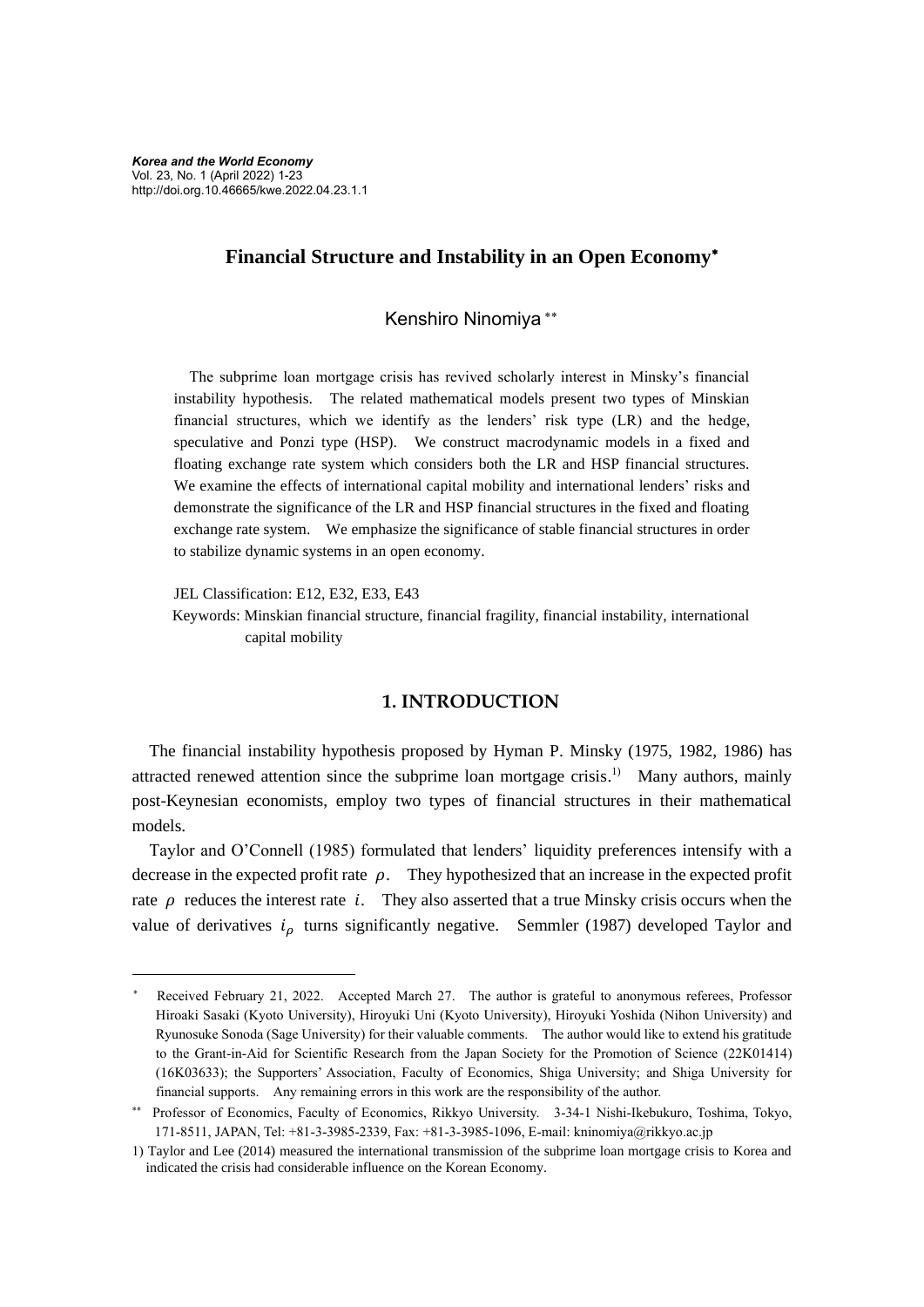# Financial Structure and Instability in an Open Economy[*]

Kenshiro Ninomiya[**]

The subprime loan mortgage crisis has revived scholarly interest in Minsky's financial instability hypothesis. The related mathematical models present two types of Minskian financial structures, which we identify as the lenders' risk type (LR) and the hedge, speculative and Ponzi type (HSP). We construct macrodynamic models in a fixed and floating exchange rate system which considers both the LR and HSP financial structures. We examine the effects of international capital mobility and international lenders' risks and demonstrate the significance of the LR and HSP financial structures in the fixed and floating exchange rate system. We emphasize the significance of stable financial structures in order to stabilize dynamic systems in an open economy.

JEL Classification: E12, E32, E33, E43

Keywords: Minskian financial structure, financial fragility, financial instability, international capital mobility

## 1. INTRODUCTION

The financial instability hypothesis proposed by Hyman P. Minsky (1975, 1982, 1986) has attracted renewed attention since the subprime loan mortgage crisis.[1] Many authors, mainly post-Keynesian economists, employ two types of financial structures in their mathematical models.

Taylor and O'Connell (1985) formulated that lenders' liquidity preferences intensify with a decrease in the expected profit rate $\rho$. They hypothesized that an increase in the expected profit rate $\rho$ reduces the interest rate $i$. They also asserted that a true Minsky crisis occurs when the value of derivatives $i_\rho$ turns significantly negative. Semmler (1987) developed Taylor and

---

[*] Received February 21, 2022. Accepted March 27. The author is grateful to anonymous referees, Professor Hiroaki Sasaki (Kyoto University), Hiroyuki Uni (Kyoto University), Hiroyuki Yoshida (Nihon University) and Ryunosuke Sonoda (Sage University) for their valuable comments. The author would like to extend his gratitude to the Grant-in-Aid for Scientific Research from the Japan Society for the Promotion of Science (22K01414) (16K03633); the Supporters' Association, Faculty of Economics, Shiga University; and Shiga University for financial supports. Any remaining errors in this work are the responsibility of the author.

[**] Professor of Economics, Faculty of Economics, Rikkyo University. 3-34-1 Nishi-Ikebukuro, Toshima, Tokyo, 171-8511, JAPAN, Tel: +81-3-3985-2339, Fax: +81-3-3985-1096, E-mail: kninomiya@rikkyo.ac.jp

1) Taylor and Lee (2014) measured the international transmission of the subprime loan mortgage crisis to Korea and indicated the crisis had considerable influence on the Korean Economy.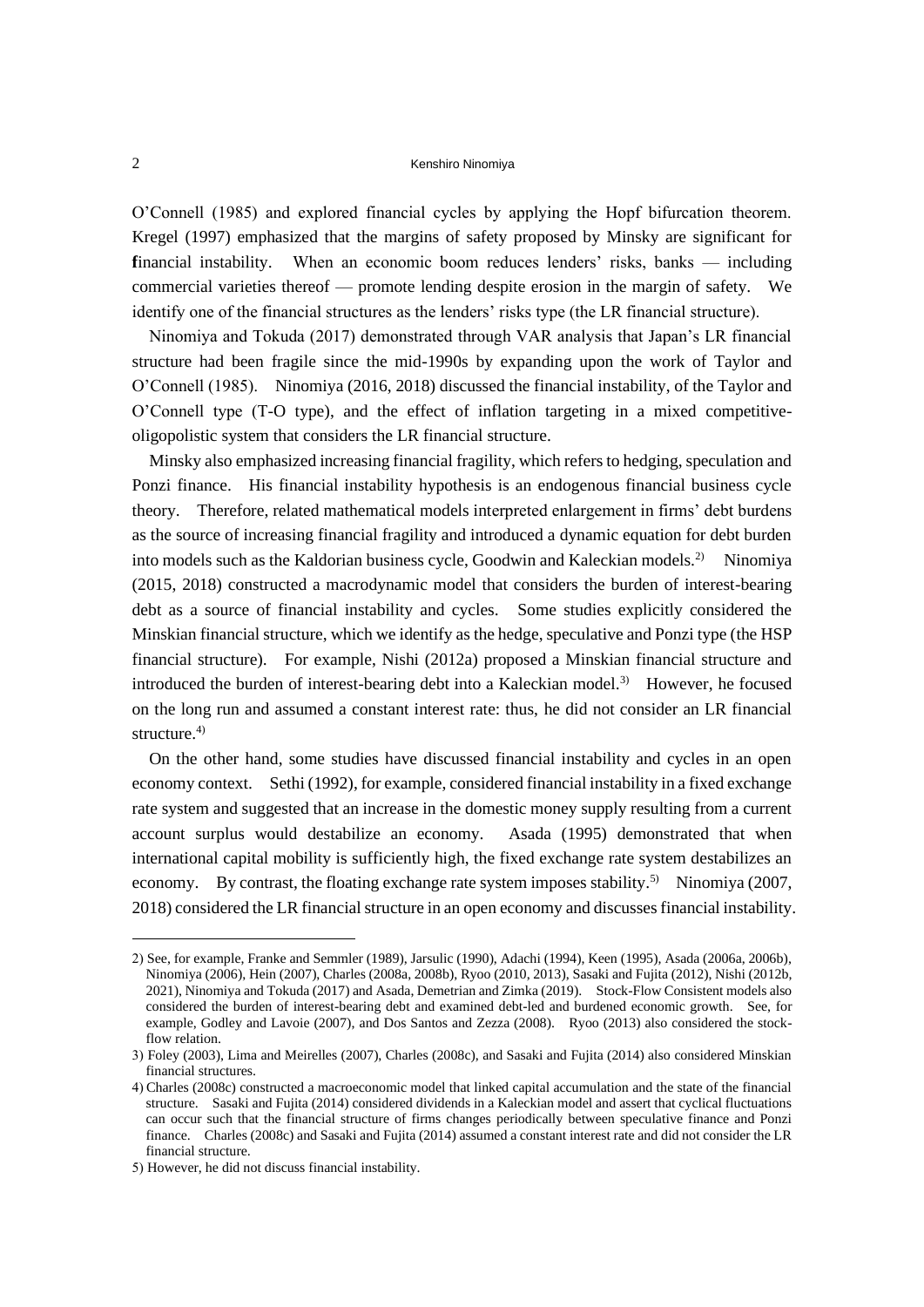O'Connell (1985) and explored financial cycles by applying the Hopf bifurcation theorem. Kregel (1997) emphasized that the margins of safety proposed by Minsky are significant for financial instability. When an economic boom reduces lenders' risks, banks — including commercial varieties thereof — promote lending despite erosion in the margin of safety. We identify one of the financial structures as the lenders' risks type (the LR financial structure).

Ninomiya and Tokuda (2017) demonstrated through VAR analysis that Japan's LR financial structure had been fragile since the mid-1990s by expanding upon the work of Taylor and O'Connell (1985). Ninomiya (2016, 2018) discussed the financial instability, of the Taylor and O'Connell type (T-O type), and the effect of inflation targeting in a mixed competitive-oligopolistic system that considers the LR financial structure.

Minsky also emphasized increasing financial fragility, which refers to hedging, speculation and Ponzi finance. His financial instability hypothesis is an endogenous financial business cycle theory. Therefore, related mathematical models interpreted enlargement in firms' debt burdens as the source of increasing financial fragility and introduced a dynamic equation for debt burden into models such as the Kaldorian business cycle, Goodwin and Kaleckian models.[2)] Ninomiya (2015, 2018) constructed a macrodynamic model that considers the burden of interest-bearing debt as a source of financial instability and cycles. Some studies explicitly considered the Minskian financial structure, which we identify as the hedge, speculative and Ponzi type (the HSP financial structure). For example, Nishi (2012a) proposed a Minskian financial structure and introduced the burden of interest-bearing debt into a Kaleckian model.[3)] However, he focused on the long run and assumed a constant interest rate: thus, he did not consider an LR financial structure.[4)]

On the other hand, some studies have discussed financial instability and cycles in an open economy context. Sethi (1992), for example, considered financial instability in a fixed exchange rate system and suggested that an increase in the domestic money supply resulting from a current account surplus would destabilize an economy. Asada (1995) demonstrated that when international capital mobility is sufficiently high, the fixed exchange rate system destabilizes an economy. By contrast, the floating exchange rate system imposes stability.[5)] Ninomiya (2007, 2018) considered the LR financial structure in an open economy and discusses financial instability.

---

2) See, for example, Franke and Semmler (1989), Jarsulic (1990), Adachi (1994), Keen (1995), Asada (2006a, 2006b), Ninomiya (2006), Hein (2007), Charles (2008a, 2008b), Ryoo (2010, 2013), Sasaki and Fujita (2012), Nishi (2012b, 2021), Ninomiya and Tokuda (2017) and Asada, Demetrian and Zimka (2019). Stock-Flow Consistent models also considered the burden of interest-bearing debt and examined debt-led and burdened economic growth. See, for example, Godley and Lavoie (2007), and Dos Santos and Zezza (2008). Ryoo (2013) also considered the stock-flow relation.

3) Foley (2003), Lima and Meirelles (2007), Charles (2008c), and Sasaki and Fujita (2014) also considered Minskian financial structures.

4) Charles (2008c) constructed a macroeconomic model that linked capital accumulation and the state of the financial structure. Sasaki and Fujita (2014) considered dividends in a Kaleckian model and assert that cyclical fluctuations can occur such that the financial structure of firms changes periodically between speculative finance and Ponzi finance. Charles (2008c) and Sasaki and Fujita (2014) assumed a constant interest rate and did not consider the LR financial structure.

5) However, he did not discuss financial instability.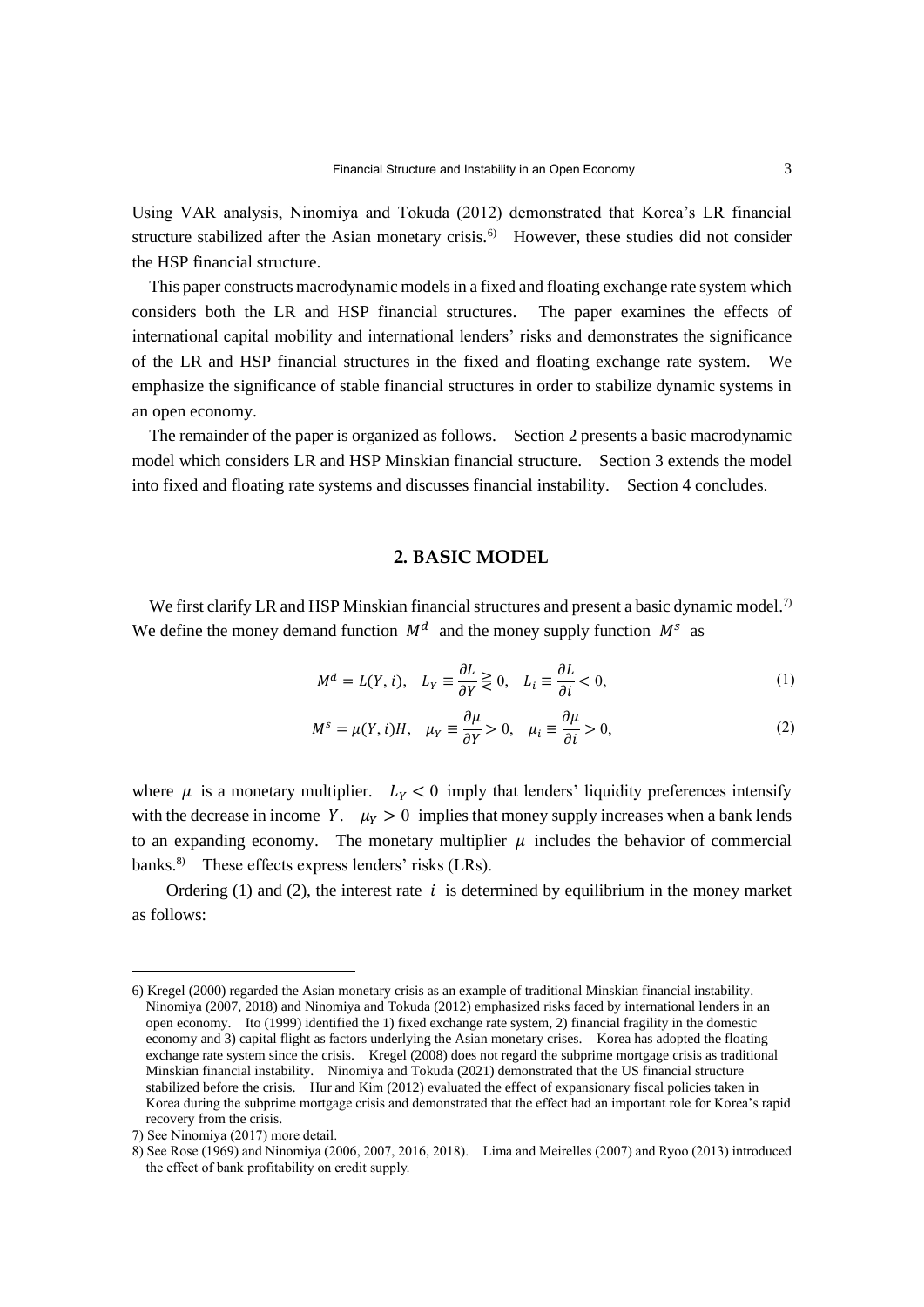Using VAR analysis, Ninomiya and Tokuda (2012) demonstrated that Korea's LR financial structure stabilized after the Asian monetary crisis.[6] However, these studies did not consider the HSP financial structure.

This paper constructs macrodynamic models in a fixed and floating exchange rate system which considers both the LR and HSP financial structures. The paper examines the effects of international capital mobility and international lenders' risks and demonstrates the significance of the LR and HSP financial structures in the fixed and floating exchange rate system. We emphasize the significance of stable financial structures in order to stabilize dynamic systems in an open economy.

The remainder of the paper is organized as follows. Section 2 presents a basic macrodynamic model which considers LR and HSP Minskian financial structure. Section 3 extends the model into fixed and floating rate systems and discusses financial instability. Section 4 concludes.

## 2. BASIC MODEL

We first clarify LR and HSP Minskian financial structures and present a basic dynamic model.[7] We define the money demand function $M^d$ and the money supply function $M^s$ as

$$M^d = L(Y, i), \quad L_Y \equiv \frac{\partial L}{\partial Y} \gtreqless 0, \quad L_i \equiv \frac{\partial L}{\partial i} < 0, \tag{1}$$

$$M^s = \mu(Y, i)H, \quad \mu_Y \equiv \frac{\partial \mu}{\partial Y} > 0, \quad \mu_i \equiv \frac{\partial \mu}{\partial i} > 0, \tag{2}$$

where $\mu$ is a monetary multiplier. $L_Y < 0$ imply that lenders' liquidity preferences intensify with the decrease in income $Y$. $\mu_Y > 0$ implies that money supply increases when a bank lends to an expanding economy. The monetary multiplier $\mu$ includes the behavior of commercial banks.[8] These effects express lenders' risks (LRs).

Ordering (1) and (2), the interest rate $i$ is determined by equilibrium in the money market as follows:

---

6) Kregel (2000) regarded the Asian monetary crisis as an example of traditional Minskian financial instability. Ninomiya (2007, 2018) and Ninomiya and Tokuda (2012) emphasized risks faced by international lenders in an open economy. Ito (1999) identified the 1) fixed exchange rate system, 2) financial fragility in the domestic economy and 3) capital flight as factors underlying the Asian monetary crises. Korea has adopted the floating exchange rate system since the crisis. Kregel (2008) does not regard the subprime mortgage crisis as traditional Minskian financial instability. Ninomiya and Tokuda (2021) demonstrated that the US financial structure stabilized before the crisis. Hur and Kim (2012) evaluated the effect of expansionary fiscal policies taken in Korea during the subprime mortgage crisis and demonstrated that the effect had an important role for Korea's rapid recovery from the crisis.

7) See Ninomiya (2017) more detail.

8) See Rose (1969) and Ninomiya (2006, 2007, 2016, 2018). Lima and Meirelles (2007) and Ryoo (2013) introduced the effect of bank profitability on credit supply.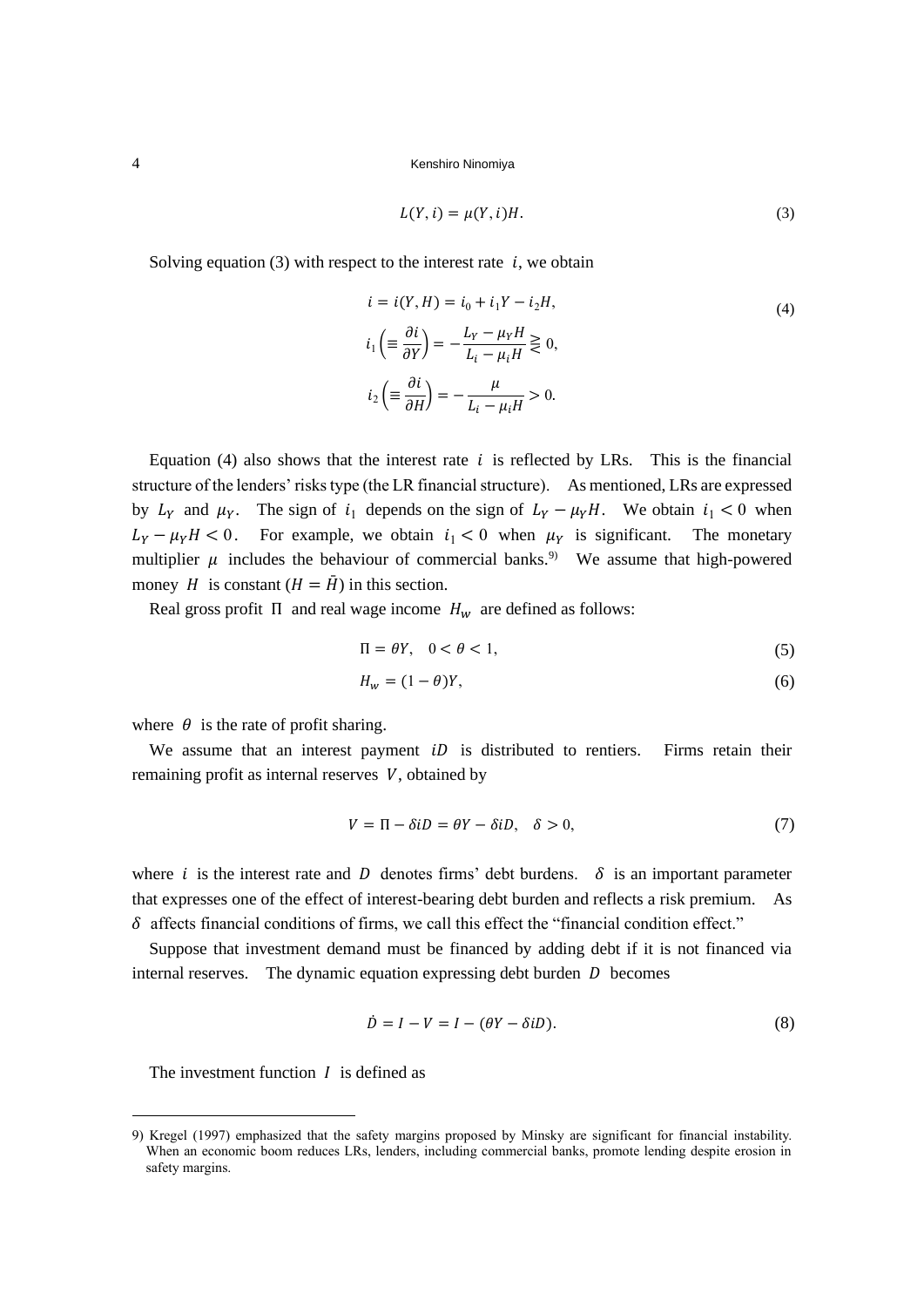$$L(Y, i) = \mu(Y, i)H. \tag{3}$$

Solving equation (3) with respect to the interest rate $i$, we obtain

$$i = i(Y, H) = i_0 + i_1 Y - i_2 H, \tag{4}$$

$$i_1 \left( \equiv \frac{\partial i}{\partial Y} \right) = -\frac{L_Y - \mu_Y H}{L_i - \mu_i H} \gtreqless 0,$$

$$i_2 \left( \equiv \frac{\partial i}{\partial H} \right) = -\frac{\mu}{L_i - \mu_i H} > 0.$$

Equation (4) also shows that the interest rate $i$ is reflected by LRs. This is the financial structure of the lenders' risks type (the LR financial structure). As mentioned, LRs are expressed by $L_Y$ and $\mu_Y$. The sign of $i_1$ depends on the sign of $L_Y - \mu_Y H$. We obtain $i_1 < 0$ when $L_Y - \mu_Y H < 0$. For example, we obtain $i_1 < 0$ when $\mu_Y$ is significant. The monetary multiplier $\mu$ includes the behaviour of commercial banks.[9] We assume that high-powered money $H$ is constant ($H = \bar{H}$) in this section.

Real gross profit $\Pi$ and real wage income $H_w$ are defined as follows:

$$\Pi = \theta Y, \quad 0 < \theta < 1, \tag{5}$$

$$H_w = (1 - \theta)Y, \tag{6}$$

where $\theta$ is the rate of profit sharing.

We assume that an interest payment $iD$ is distributed to rentiers. Firms retain their remaining profit as internal reserves $V$, obtained by

$$V = \Pi - \delta i D = \theta Y - \delta i D, \quad \delta > 0, \tag{7}$$

where $i$ is the interest rate and $D$ denotes firms' debt burdens. $\delta$ is an important parameter that expresses one of the effect of interest-bearing debt burden and reflects a risk premium. As $\delta$ affects financial conditions of firms, we call this effect the "financial condition effect."

Suppose that investment demand must be financed by adding debt if it is not financed via internal reserves. The dynamic equation expressing debt burden $D$ becomes

$$\dot{D} = I - V = I - (\theta Y - \delta i D). \tag{8}$$

The investment function $I$ is defined as

---

9) Kregel (1997) emphasized that the safety margins proposed by Minsky are significant for financial instability. When an economic boom reduces LRs, lenders, including commercial banks, promote lending despite erosion in safety margins.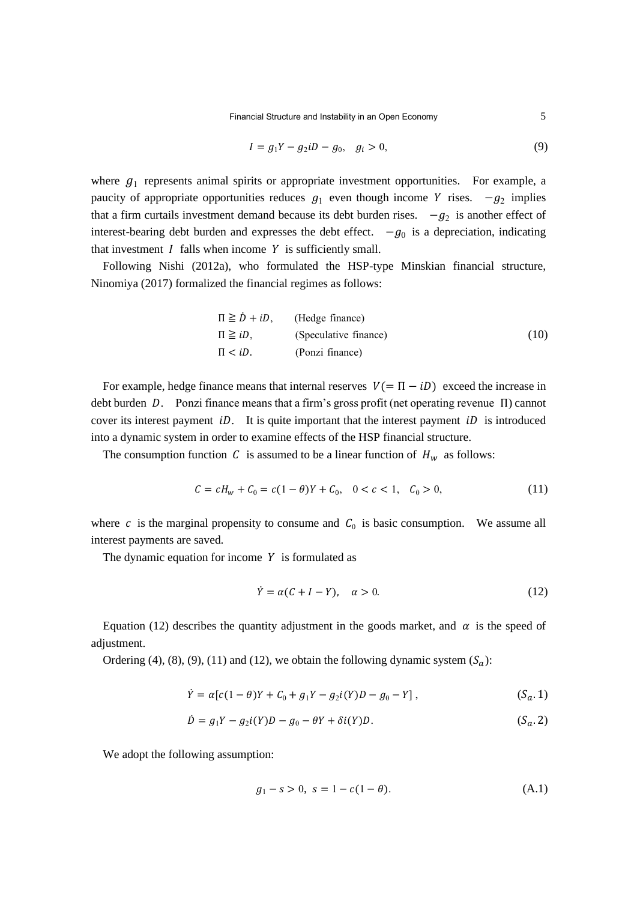$$I = g_1 Y - g_2 iD - g_0, \quad g_i > 0, \tag{9}$$

where $g_1$ represents animal spirits or appropriate investment opportunities. For example, a paucity of appropriate opportunities reduces $g_1$ even though income $Y$ rises. $-g_2$ implies that a firm curtails investment demand because its debt burden rises. $-g_2$ is another effect of interest-bearing debt burden and expresses the debt effect. $-g_0$ is a depreciation, indicating that investment $I$ falls when income $Y$ is sufficiently small.

Following Nishi (2012a), who formulated the HSP-type Minskian financial structure, Ninomiya (2017) formalized the financial regimes as follows:

$$\begin{aligned} &\Pi \geqq \dot{D} + iD, && \text{(Hedge finance)} \\ &\Pi \geqq iD, && \text{(Speculative finance)} \\ &\Pi < iD. && \text{(Ponzi finance)} \end{aligned} \tag{10}$$

For example, hedge finance means that internal reserves $V(= \Pi - iD)$ exceed the increase in debt burden $D$. Ponzi finance means that a firm's gross profit (net operating revenue $\Pi$) cannot cover its interest payment $iD$. It is quite important that the interest payment $iD$ is introduced into a dynamic system in order to examine effects of the HSP financial structure.

The consumption function $C$ is assumed to be a linear function of $H_w$ as follows:

$$C = cH_w + C_0 = c(1-\theta)Y + C_0, \quad 0 < c < 1, \quad C_0 > 0, \tag{11}$$

where $c$ is the marginal propensity to consume and $C_0$ is basic consumption. We assume all interest payments are saved.

The dynamic equation for income $Y$ is formulated as

$$\dot{Y} = \alpha(C + I - Y), \quad \alpha > 0. \tag{12}$$

Equation (12) describes the quantity adjustment in the goods market, and $\alpha$ is the speed of adjustment.

Ordering (4), (8), (9), (11) and (12), we obtain the following dynamic system ($S_a$):

$$\dot{Y} = \alpha[c(1-\theta)Y + C_0 + g_1 Y - g_2 i(Y)D - g_0 - Y], \tag{$S_a.1$}$$

$$\dot{D} = g_1 Y - g_2 i(Y)D - g_0 - \theta Y + \delta i(Y)D. \tag{$S_a.2$}$$

We adopt the following assumption:

$$g_1 - s > 0, \; s = 1 - c(1-\theta). \tag{A.1}$$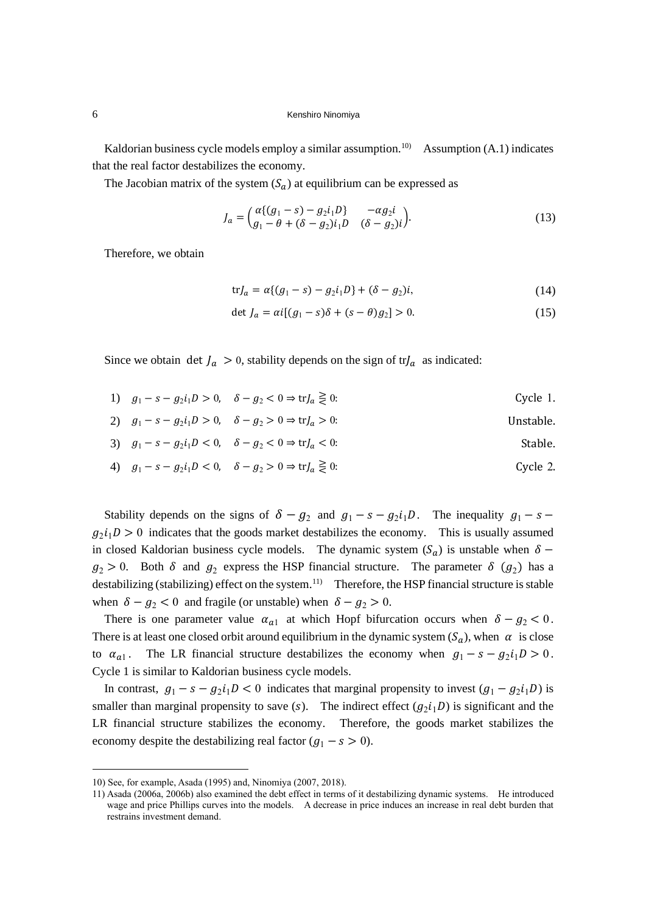Kaldorian business cycle models employ a similar assumption.[10] Assumption (A.1) indicates that the real factor destabilizes the economy.

The Jacobian matrix of the system $(S_a)$ at equilibrium can be expressed as

$$J_a = \begin{pmatrix} \alpha\{(g_1 - s) - g_2 i_1 D\} & -\alpha g_2 i \\ g_1 - \theta + (\delta - g_2) i_1 D & (\delta - g_2) i \end{pmatrix}. \tag{13}$$

Therefore, we obtain

$$\mathrm{tr} J_a = \alpha\{(g_1 - s) - g_2 i_1 D\} + (\delta - g_2) i, \tag{14}$$

$$\det J_a = \alpha i [(g_1 - s)\delta + (s - \theta) g_2] > 0. \tag{15}$$

Since we obtain $\det J_a > 0$, stability depends on the sign of $\mathrm{tr} J_a$ as indicated:

1) $g_1 - s - g_2 i_1 D > 0, \quad \delta - g_2 < 0 \Rightarrow \mathrm{tr} J_a \gtreqless 0$: Cycle 1.

2) $g_1 - s - g_2 i_1 D > 0, \quad \delta - g_2 > 0 \Rightarrow \mathrm{tr} J_a > 0$: Unstable.

3) $g_1 - s - g_2 i_1 D < 0, \quad \delta - g_2 < 0 \Rightarrow \mathrm{tr} J_a < 0$: Stable.

4) $g_1 - s - g_2 i_1 D < 0, \quad \delta - g_2 > 0 \Rightarrow \mathrm{tr} J_a \gtreqless 0$: Cycle 2.

Stability depends on the signs of $\delta - g_2$ and $g_1 - s - g_2 i_1 D$. The inequality $g_1 - s - g_2 i_1 D > 0$ indicates that the goods market destabilizes the economy. This is usually assumed in closed Kaldorian business cycle models. The dynamic system $(S_a)$ is unstable when $\delta - g_2 > 0$. Both $\delta$ and $g_2$ express the HSP financial structure. The parameter $\delta$ $(g_2)$ has a destabilizing (stabilizing) effect on the system.[11] Therefore, the HSP financial structure is stable when $\delta - g_2 < 0$ and fragile (or unstable) when $\delta - g_2 > 0$.

There is one parameter value $\alpha_{a1}$ at which Hopf bifurcation occurs when $\delta - g_2 < 0$. There is at least one closed orbit around equilibrium in the dynamic system $(S_a)$, when $\alpha$ is close to $\alpha_{a1}$. The LR financial structure destabilizes the economy when $g_1 - s - g_2 i_1 D > 0$. Cycle 1 is similar to Kaldorian business cycle models.

In contrast, $g_1 - s - g_2 i_1 D < 0$ indicates that marginal propensity to invest $(g_1 - g_2 i_1 D)$ is smaller than marginal propensity to save $(s)$. The indirect effect $(g_2 i_1 D)$ is significant and the LR financial structure stabilizes the economy. Therefore, the goods market stabilizes the economy despite the destabilizing real factor $(g_1 - s > 0)$.

---

10) See, for example, Asada (1995) and, Ninomiya (2007, 2018).

11) Asada (2006a, 2006b) also examined the debt effect in terms of it destabilizing dynamic systems. He introduced wage and price Phillips curves into the models. A decrease in price induces an increase in real debt burden that restrains investment demand.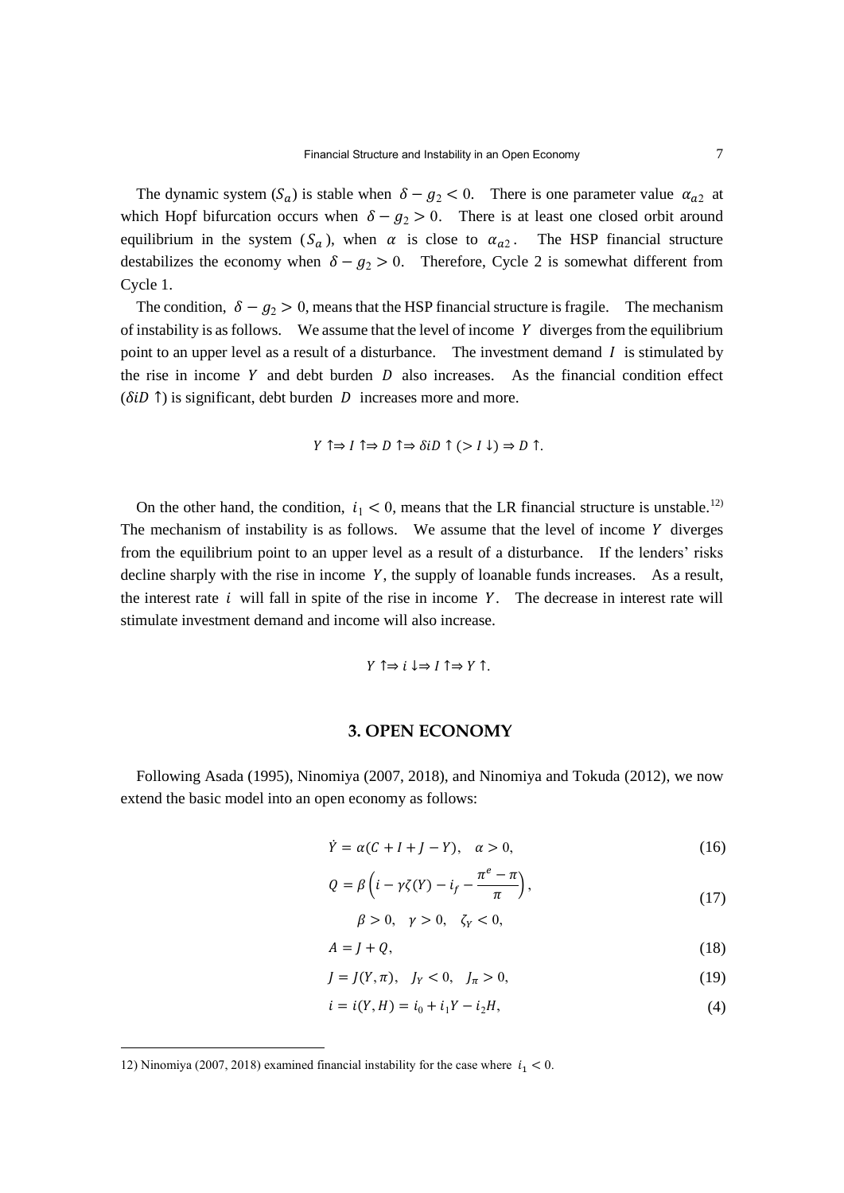The dynamic system ($S_a$) is stable when $\delta - g_2 < 0$. There is one parameter value $\alpha_{a2}$ at which Hopf bifurcation occurs when $\delta - g_2 > 0$. There is at least one closed orbit around equilibrium in the system ($S_a$), when $\alpha$ is close to $\alpha_{a2}$. The HSP financial structure destabilizes the economy when $\delta - g_2 > 0$. Therefore, Cycle 2 is somewhat different from Cycle 1.

The condition, $\delta - g_2 > 0$, means that the HSP financial structure is fragile. The mechanism of instability is as follows. We assume that the level of income $Y$ diverges from the equilibrium point to an upper level as a result of a disturbance. The investment demand $I$ is stimulated by the rise in income $Y$ and debt burden $D$ also increases. As the financial condition effect ($\delta i D \uparrow$) is significant, debt burden $D$ increases more and more.

$$Y \uparrow \Rightarrow I \uparrow \Rightarrow D \uparrow \Rightarrow \delta i D \uparrow (> I \downarrow) \Rightarrow D \uparrow.$$

On the other hand, the condition, $i_1 < 0$, means that the LR financial structure is unstable.[12] The mechanism of instability is as follows. We assume that the level of income $Y$ diverges from the equilibrium point to an upper level as a result of a disturbance. If the lenders' risks decline sharply with the rise in income $Y$, the supply of loanable funds increases. As a result, the interest rate $i$ will fall in spite of the rise in income $Y$. The decrease in interest rate will stimulate investment demand and income will also increase.

$$Y \uparrow \Rightarrow i \downarrow \Rightarrow I \uparrow \Rightarrow Y \uparrow.$$

## 3. OPEN ECONOMY

Following Asada (1995), Ninomiya (2007, 2018), and Ninomiya and Tokuda (2012), we now extend the basic model into an open economy as follows:

$$\dot{Y} = \alpha(C + I + J - Y), \quad \alpha > 0, \tag{16}$$

$$Q = \beta\left(i - \gamma\zeta(Y) - i_f - \frac{\pi^e - \pi}{\pi}\right), \qquad \beta > 0, \quad \gamma > 0, \quad \zeta_Y < 0, \tag{17}$$

$$A = J + Q, \tag{18}$$

$$J = J(Y, \pi), \quad J_Y < 0, \quad J_\pi > 0, \tag{19}$$

$$i = i(Y, H) = i_0 + i_1 Y - i_2 H, \tag{4}$$

12) Ninomiya (2007, 2018) examined financial instability for the case where $i_1 < 0$.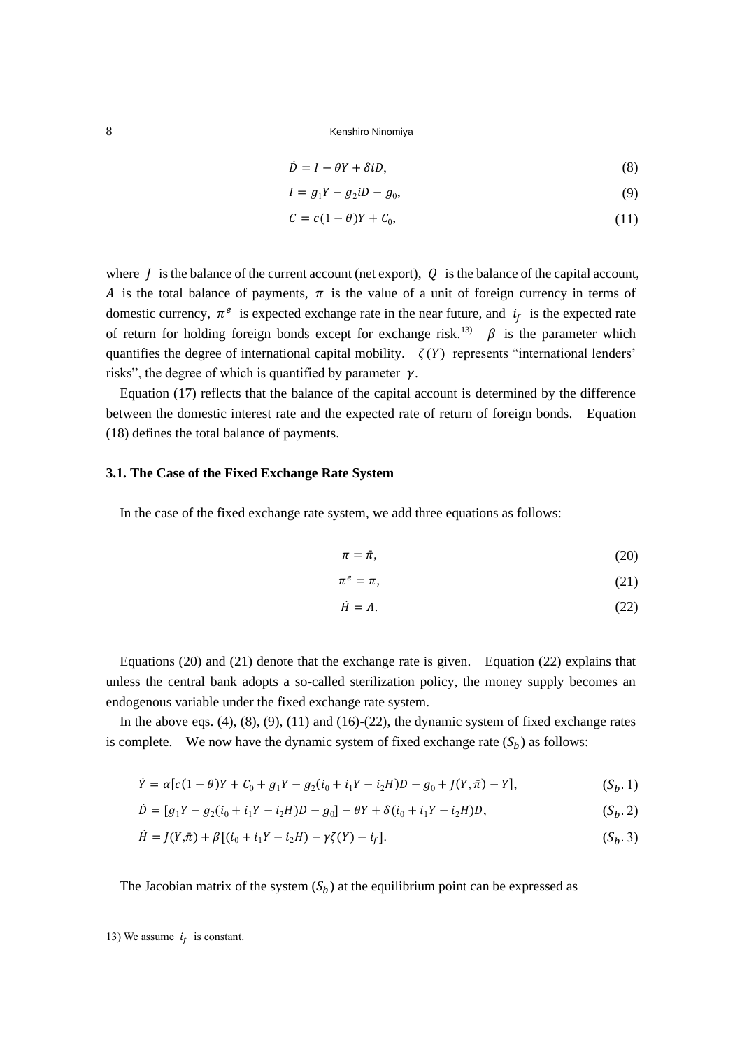$$\dot{D} = I - \theta Y + \delta iD, \tag{8}$$

$$I = g_1 Y - g_2 iD - g_0, \tag{9}$$

$$C = c(1-\theta)Y + C_0, \tag{11}$$

where $J$ is the balance of the current account (net export), $Q$ is the balance of the capital account, $A$ is the total balance of payments, $\pi$ is the value of a unit of foreign currency in terms of domestic currency, $\pi^e$ is expected exchange rate in the near future, and $i_f$ is the expected rate of return for holding foreign bonds except for exchange risk.[13] $\beta$ is the parameter which quantifies the degree of international capital mobility. $\zeta(Y)$ represents "international lenders' risks", the degree of which is quantified by parameter $\gamma$.

Equation (17) reflects that the balance of the capital account is determined by the difference between the domestic interest rate and the expected rate of return of foreign bonds. Equation (18) defines the total balance of payments.

### 3.1. The Case of the Fixed Exchange Rate System

In the case of the fixed exchange rate system, we add three equations as follows:

$$\pi = \bar{\pi}, \tag{20}$$

$$\pi^e = \pi, \tag{21}$$

$$\dot{H} = A. \tag{22}$$

Equations (20) and (21) denote that the exchange rate is given. Equation (22) explains that unless the central bank adopts a so-called sterilization policy, the money supply becomes an endogenous variable under the fixed exchange rate system.

In the above eqs. (4), (8), (9), (11) and (16)-(22), the dynamic system of fixed exchange rates is complete. We now have the dynamic system of fixed exchange rate $(S_b)$ as follows:

$$\dot{Y} = \alpha[c(1-\theta)Y + C_0 + g_1 Y - g_2(i_0 + i_1 Y - i_2 H)D - g_0 + J(Y, \bar{\pi}) - Y], \tag{$S_b.1$}$$

$$\dot{D} = [g_1 Y - g_2(i_0 + i_1 Y - i_2 H)D - g_0] - \theta Y + \delta(i_0 + i_1 Y - i_2 H)D, \tag{$S_b.2$}$$

$$\dot{H} = J(Y, \bar{\pi}) + \beta[(i_0 + i_1 Y - i_2 H) - \gamma\zeta(Y) - i_f]. \tag{$S_b.3$}$$

The Jacobian matrix of the system $(S_b)$ at the equilibrium point can be expressed as

---

13) We assume $i_f$ is constant.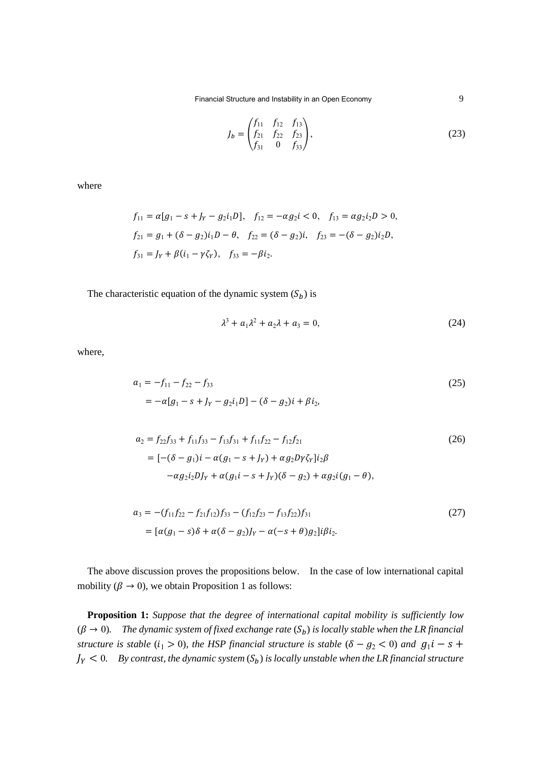$$J_b = \begin{pmatrix} f_{11} & f_{12} & f_{13} \\ f_{21} & f_{22} & f_{23} \\ f_{31} & 0 & f_{33} \end{pmatrix}, \tag{23}$$

where

$$f_{11} = \alpha[g_1 - s + J_Y - g_2 i_1 D], \quad f_{12} = -\alpha g_2 i < 0, \quad f_{13} = \alpha g_2 i_2 D > 0,$$
$$f_{21} = g_1 + (\delta - g_2) i_1 D - \theta, \quad f_{22} = (\delta - g_2) i, \quad f_{23} = -(\delta - g_2) i_2 D,$$
$$f_{31} = J_Y + \beta(i_1 - \gamma \zeta_Y), \quad f_{33} = -\beta i_2.$$

The characteristic equation of the dynamic system $(S_b)$ is

$$\lambda^3 + a_1 \lambda^2 + a_2 \lambda + a_3 = 0, \tag{24}$$

where,

$$\begin{aligned} a_1 &= -f_{11} - f_{22} - f_{33} \\ &= -\alpha[g_1 - s + J_Y - g_2 i_1 D] - (\delta - g_2) i + \beta i_2, \end{aligned} \tag{25}$$

$$\begin{aligned} a_2 &= f_{22} f_{33} + f_{11} f_{33} - f_{13} f_{31} + f_{11} f_{22} - f_{12} f_{21} \\ &= [-(\delta - g_1) i - \alpha(g_1 - s + J_Y) + \alpha g_2 D \gamma \zeta_Y] i_2 \beta \\ &\quad -\alpha g_2 i_2 D J_Y + \alpha(g_1 i - s + J_Y)(\delta - g_2) + \alpha g_2 i (g_1 - \theta), \end{aligned} \tag{26}$$

$$\begin{aligned} a_3 &= -(f_{11} f_{22} - f_{21} f_{12}) f_{33} - (f_{12} f_{23} - f_{13} f_{22}) f_{31} \\ &= [\alpha(g_1 - s)\delta + \alpha(\delta - g_2) J_Y - \alpha(-s + \theta) g_2] i \beta i_2. \end{aligned} \tag{27}$$

The above discussion proves the propositions below. In the case of low international capital mobility ($\beta \to 0$), we obtain Proposition 1 as follows:

**Proposition 1:** *Suppose that the degree of international capital mobility is sufficiently low ($\beta \to 0$). The dynamic system of fixed exchange rate $(S_b)$ is locally stable when the LR financial structure is stable ($i_1 > 0$), the HSP financial structure is stable ($\delta - g_2 < 0$) and $g_1 i - s + J_Y < 0$. By contrast, the dynamic system $(S_b)$ is locally unstable when the LR financial structure*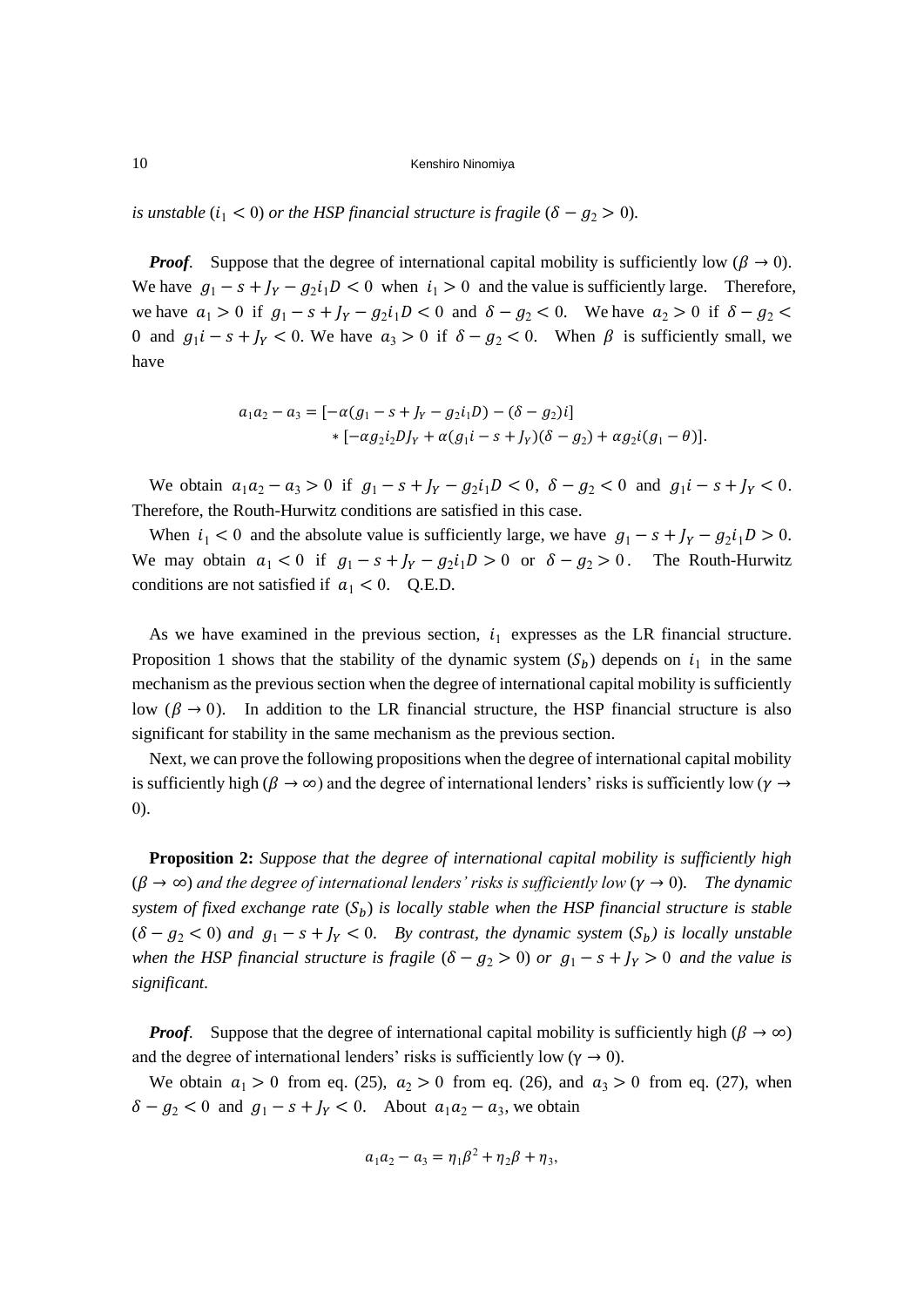*is unstable* ($i_1 < 0$) *or the HSP financial structure is fragile* ($\delta - g_2 > 0$).

***Proof*.** Suppose that the degree of international capital mobility is sufficiently low ($\beta \to 0$). We have $g_1 - s + J_Y - g_2 i_1 D < 0$ when $i_1 > 0$ and the value is sufficiently large. Therefore, we have $a_1 > 0$ if $g_1 - s + J_Y - g_2 i_1 D < 0$ and $\delta - g_2 < 0$. We have $a_2 > 0$ if $\delta - g_2 < 0$ and $g_1 i - s + J_Y < 0$. We have $a_3 > 0$ if $\delta - g_2 < 0$. When $\beta$ is sufficiently small, we have

$$a_1 a_2 - a_3 = [-\alpha(g_1 - s + J_Y - g_2 i_1 D) - (\delta - g_2)i] \\ * [-\alpha g_2 i_2 D J_Y + \alpha(g_1 i - s + J_Y)(\delta - g_2) + \alpha g_2 i(g_1 - \theta)].$$

We obtain $a_1 a_2 - a_3 > 0$ if $g_1 - s + J_Y - g_2 i_1 D < 0$, $\delta - g_2 < 0$ and $g_1 i - s + J_Y < 0$. Therefore, the Routh-Hurwitz conditions are satisfied in this case.

When $i_1 < 0$ and the absolute value is sufficiently large, we have $g_1 - s + J_Y - g_2 i_1 D > 0$. We may obtain $a_1 < 0$ if $g_1 - s + J_Y - g_2 i_1 D > 0$ or $\delta - g_2 > 0$. The Routh-Hurwitz conditions are not satisfied if $a_1 < 0$. Q.E.D.

As we have examined in the previous section, $i_1$ expresses as the LR financial structure. Proposition 1 shows that the stability of the dynamic system ($S_b$) depends on $i_1$ in the same mechanism as the previous section when the degree of international capital mobility is sufficiently low ($\beta \to 0$). In addition to the LR financial structure, the HSP financial structure is also significant for stability in the same mechanism as the previous section.

Next, we can prove the following propositions when the degree of international capital mobility is sufficiently high ($\beta \to \infty$) and the degree of international lenders' risks is sufficiently low ($\gamma \to 0$).

**Proposition 2:** *Suppose that the degree of international capital mobility is sufficiently high* ($\beta \to \infty$) *and the degree of international lenders' risks is sufficiently low* ($\gamma \to 0$). *The dynamic system of fixed exchange rate* ($S_b$) *is locally stable when the HSP financial structure is stable* ($\delta - g_2 < 0$) *and* $g_1 - s + J_Y < 0$. *By contrast, the dynamic system* ($S_b$) *is locally unstable when the HSP financial structure is fragile* ($\delta - g_2 > 0$) *or* $g_1 - s + J_Y > 0$ *and the value is significant.*

***Proof*.** Suppose that the degree of international capital mobility is sufficiently high ($\beta \to \infty$) and the degree of international lenders' risks is sufficiently low ($\gamma \to 0$).

We obtain $a_1 > 0$ from eq. (25), $a_2 > 0$ from eq. (26), and $a_3 > 0$ from eq. (27), when $\delta - g_2 < 0$ and $g_1 - s + J_Y < 0$. About $a_1 a_2 - a_3$, we obtain

$$a_1 a_2 - a_3 = \eta_1 \beta^2 + \eta_2 \beta + \eta_3,$$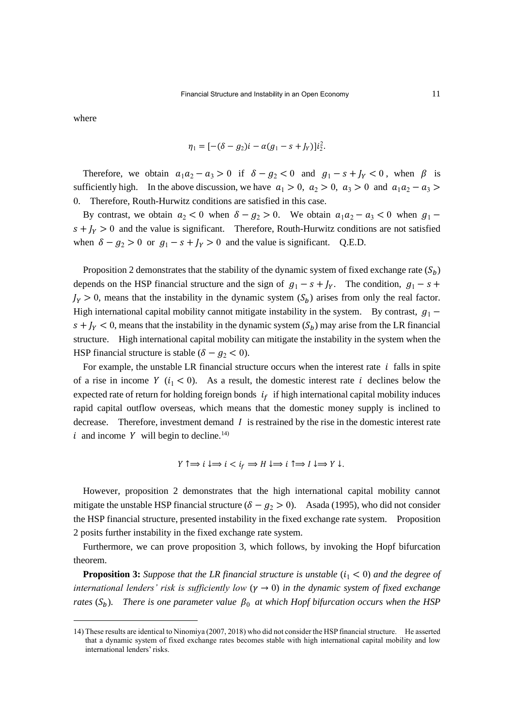where

$$\eta_1 = [-(\delta - g_2)i - \alpha(g_1 - s + J_Y)]i_2^2.$$

Therefore, we obtain $a_1 a_2 - a_3 > 0$ if $\delta - g_2 < 0$ and $g_1 - s + J_Y < 0$, when $\beta$ is sufficiently high. In the above discussion, we have $a_1 > 0$, $a_2 > 0$, $a_3 > 0$ and $a_1 a_2 - a_3 > 0$. Therefore, Routh-Hurwitz conditions are satisfied in this case.

By contrast, we obtain $a_2 < 0$ when $\delta - g_2 > 0$. We obtain $a_1 a_2 - a_3 < 0$ when $g_1 - s + J_Y > 0$ and the value is significant. Therefore, Routh-Hurwitz conditions are not satisfied when $\delta - g_2 > 0$ or $g_1 - s + J_Y > 0$ and the value is significant. Q.E.D.

Proposition 2 demonstrates that the stability of the dynamic system of fixed exchange rate ($S_b$) depends on the HSP financial structure and the sign of $g_1 - s + J_Y$. The condition, $g_1 - s + J_Y > 0$, means that the instability in the dynamic system ($S_b$) arises from only the real factor. High international capital mobility cannot mitigate instability in the system. By contrast, $g_1 - s + J_Y < 0$, means that the instability in the dynamic system ($S_b$) may arise from the LR financial structure. High international capital mobility can mitigate the instability in the system when the HSP financial structure is stable ($\delta - g_2 < 0$).

For example, the unstable LR financial structure occurs when the interest rate $i$ falls in spite of a rise in income $Y$ ($i_1 < 0$). As a result, the domestic interest rate $i$ declines below the expected rate of return for holding foreign bonds $i_f$ if high international capital mobility induces rapid capital outflow overseas, which means that the domestic money supply is inclined to decrease. Therefore, investment demand $I$ is restrained by the rise in the domestic interest rate $i$ and income $Y$ will begin to decline.[14]

$$Y \uparrow \Longrightarrow i \downarrow \Longrightarrow i < i_f \Longrightarrow H \downarrow \Longrightarrow i \uparrow \Longrightarrow I \downarrow \Longrightarrow Y \downarrow.$$

However, proposition 2 demonstrates that the high international capital mobility cannot mitigate the unstable HSP financial structure ($\delta - g_2 > 0$). Asada (1995), who did not consider the HSP financial structure, presented instability in the fixed exchange rate system. Proposition 2 posits further instability in the fixed exchange rate system.

Furthermore, we can prove proposition 3, which follows, by invoking the Hopf bifurcation theorem.

**Proposition 3:** *Suppose that the LR financial structure is unstable ($i_1 < 0$) and the degree of international lenders' risk is sufficiently low ($\gamma \to 0$) in the dynamic system of fixed exchange rates ($S_b$). There is one parameter value $\beta_0$ at which Hopf bifurcation occurs when the HSP*

14) These results are identical to Ninomiya (2007, 2018) who did not consider the HSP financial structure. He asserted that a dynamic system of fixed exchange rates becomes stable with high international capital mobility and low international lenders' risks.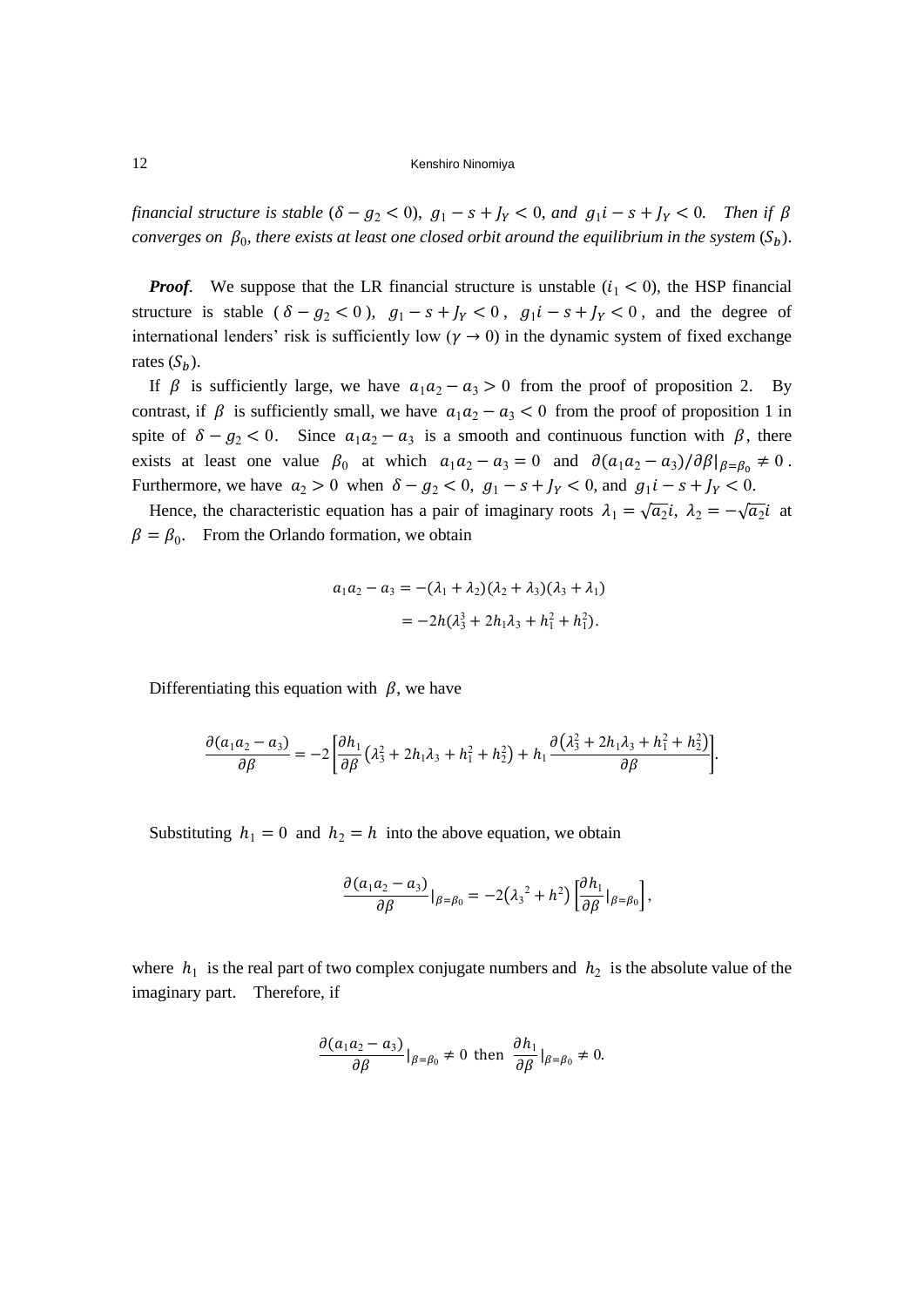*financial structure is stable ($\delta - g_2 < 0$), $g_1 - s + J_Y < 0$, and $g_1 i - s + J_Y < 0$. Then if $\beta$ converges on $\beta_0$, there exists at least one closed orbit around the equilibrium in the system ($S_b$).*

***Proof*.** We suppose that the LR financial structure is unstable ($i_1 < 0$), the HSP financial structure is stable ($\delta - g_2 < 0$), $g_1 - s + J_Y < 0$, $g_1 i - s + J_Y < 0$, and the degree of international lenders' risk is sufficiently low ($\gamma \to 0$) in the dynamic system of fixed exchange rates ($S_b$).

If $\beta$ is sufficiently large, we have $a_1 a_2 - a_3 > 0$ from the proof of proposition 2. By contrast, if $\beta$ is sufficiently small, we have $a_1 a_2 - a_3 < 0$ from the proof of proposition 1 in spite of $\delta - g_2 < 0$. Since $a_1 a_2 - a_3$ is a smooth and continuous function with $\beta$, there exists at least one value $\beta_0$ at which $a_1 a_2 - a_3 = 0$ and $\partial(a_1 a_2 - a_3)/\partial\beta|_{\beta=\beta_0} \neq 0$. Furthermore, we have $a_2 > 0$ when $\delta - g_2 < 0$, $g_1 - s + J_Y < 0$, and $g_1 i - s + J_Y < 0$.

Hence, the characteristic equation has a pair of imaginary roots $\lambda_1 = \sqrt{a_2}i$, $\lambda_2 = -\sqrt{a_2}i$ at $\beta = \beta_0$. From the Orlando formation, we obtain

$$
\begin{aligned}
a_1 a_2 - a_3 &= -(\lambda_1 + \lambda_2)(\lambda_2 + \lambda_3)(\lambda_3 + \lambda_1) \\
&= -2h(\lambda_3^3 + 2h_1\lambda_3 + h_1^2 + h_1^2).
\end{aligned}
$$

Differentiating this equation with $\beta$, we have

$$
\frac{\partial(a_1 a_2 - a_3)}{\partial\beta} = -2\left[\frac{\partial h_1}{\partial\beta}\left(\lambda_3^2 + 2h_1\lambda_3 + h_1^2 + h_2^2\right) + h_1\frac{\partial\left(\lambda_3^2 + 2h_1\lambda_3 + h_1^2 + h_2^2\right)}{\partial\beta}\right].
$$

Substituting $h_1 = 0$ and $h_2 = h$ into the above equation, we obtain

$$
\frac{\partial(a_1 a_2 - a_3)}{\partial\beta}|_{\beta=\beta_0} = -2\left(\lambda_3{}^2 + h^2\right)\left[\frac{\partial h_1}{\partial\beta}|_{\beta=\beta_0}\right],
$$

where $h_1$ is the real part of two complex conjugate numbers and $h_2$ is the absolute value of the imaginary part. Therefore, if

$$
\frac{\partial(a_1 a_2 - a_3)}{\partial\beta}|_{\beta=\beta_0} \neq 0 \text{ then } \frac{\partial h_1}{\partial\beta}|_{\beta=\beta_0} \neq 0.
$$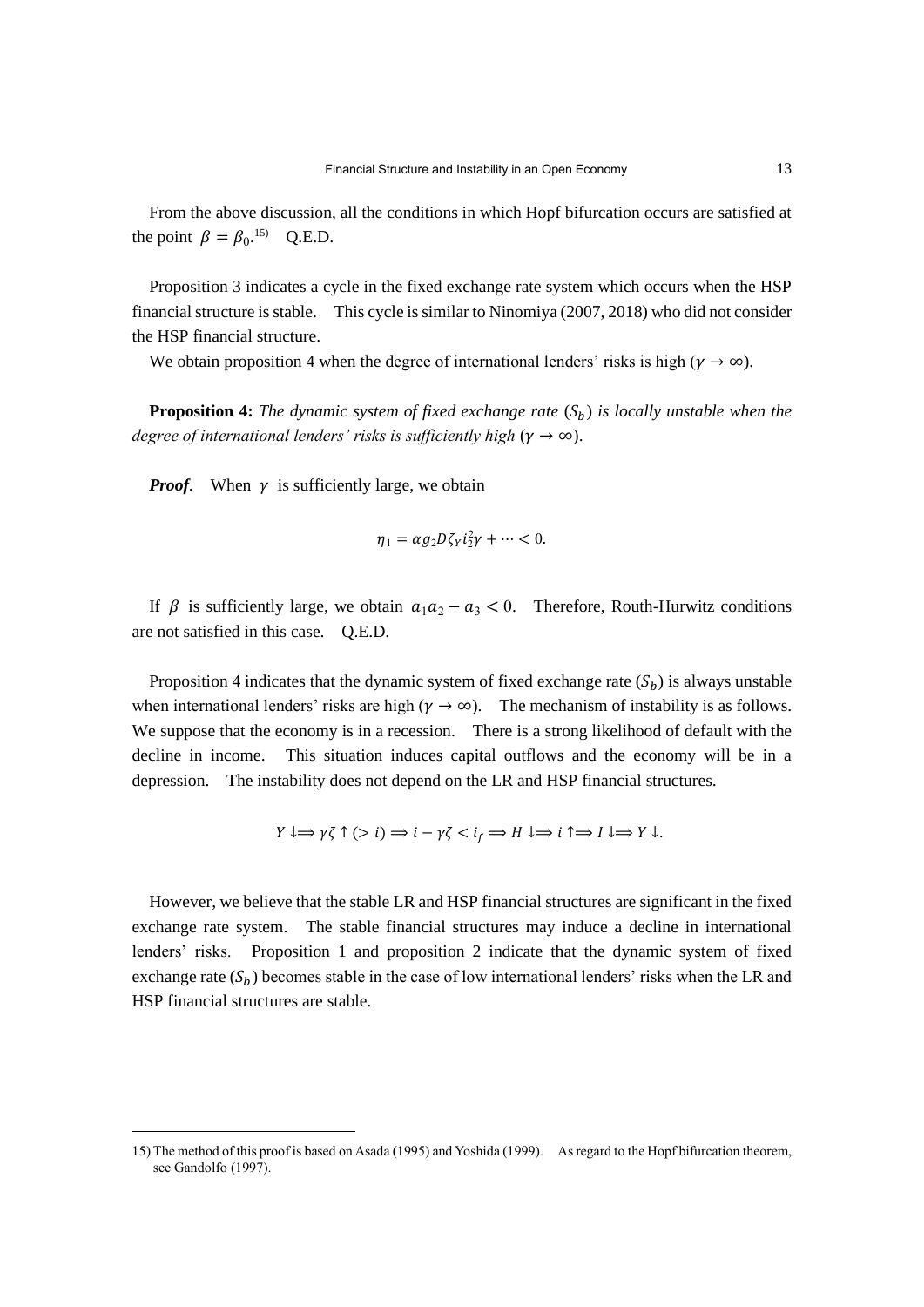From the above discussion, all the conditions in which Hopf bifurcation occurs are satisfied at the point $\beta = \beta_0$.[15] Q.E.D.

Proposition 3 indicates a cycle in the fixed exchange rate system which occurs when the HSP financial structure is stable. This cycle is similar to Ninomiya (2007, 2018) who did not consider the HSP financial structure.

We obtain proposition 4 when the degree of international lenders' risks is high ($\gamma \to \infty$).

**Proposition 4:** *The dynamic system of fixed exchange rate* ($S_b$) *is locally unstable when the degree of international lenders' risks is sufficiently high* ($\gamma \to \infty$).

***Proof*.** When $\gamma$ is sufficiently large, we obtain

$$\eta_1 = \alpha g_2 D \zeta_Y i_2^2 \gamma + \cdots < 0.$$

If $\beta$ is sufficiently large, we obtain $a_1 a_2 - a_3 < 0$. Therefore, Routh-Hurwitz conditions are not satisfied in this case. Q.E.D.

Proposition 4 indicates that the dynamic system of fixed exchange rate ($S_b$) is always unstable when international lenders' risks are high ($\gamma \to \infty$). The mechanism of instability is as follows. We suppose that the economy is in a recession. There is a strong likelihood of default with the decline in income. This situation induces capital outflows and the economy will be in a depression. The instability does not depend on the LR and HSP financial structures.

$$Y \downarrow \Longrightarrow \gamma\zeta \uparrow (> i) \Longrightarrow i - \gamma\zeta < i_f \Longrightarrow H \downarrow \Longrightarrow i \uparrow \Longrightarrow I \downarrow \Longrightarrow Y \downarrow.$$

However, we believe that the stable LR and HSP financial structures are significant in the fixed exchange rate system. The stable financial structures may induce a decline in international lenders' risks. Proposition 1 and proposition 2 indicate that the dynamic system of fixed exchange rate ($S_b$) becomes stable in the case of low international lenders' risks when the LR and HSP financial structures are stable.

---

15) The method of this proof is based on Asada (1995) and Yoshida (1999). As regard to the Hopf bifurcation theorem, see Gandolfo (1997).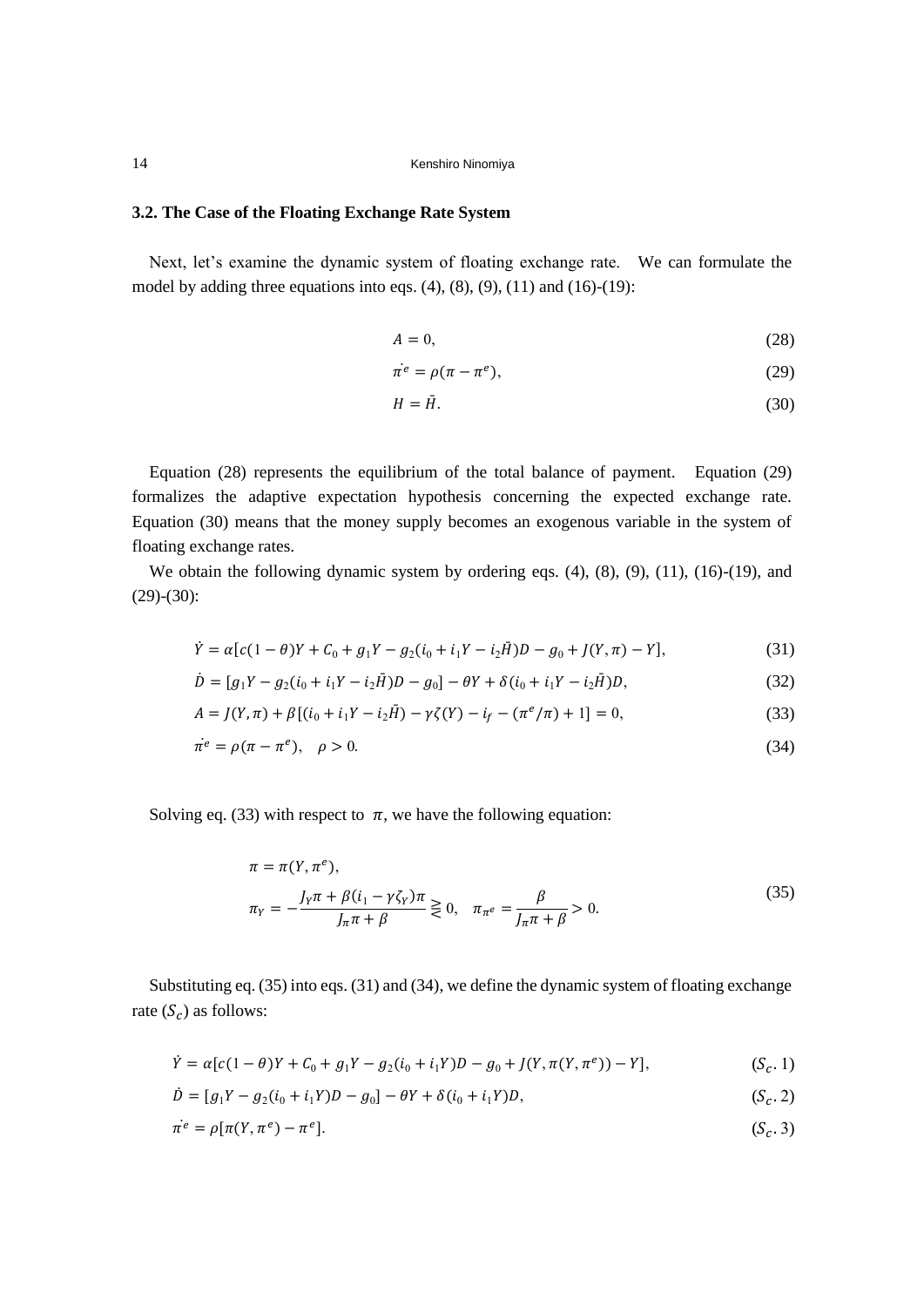### 3.2. The Case of the Floating Exchange Rate System

Next, let's examine the dynamic system of floating exchange rate. We can formulate the model by adding three equations into eqs. (4), (8), (9), (11) and (16)-(19):

$$A = 0, \tag{28}$$

$$\dot{\pi^e} = \rho(\pi - \pi^e), \tag{29}$$

$$H = \bar{H}. \tag{30}$$

Equation (28) represents the equilibrium of the total balance of payment. Equation (29) formalizes the adaptive expectation hypothesis concerning the expected exchange rate. Equation (30) means that the money supply becomes an exogenous variable in the system of floating exchange rates.

We obtain the following dynamic system by ordering eqs. (4), (8), (9), (11), (16)-(19), and (29)-(30):

$$\dot{Y} = \alpha[c(1-\theta)Y + C_0 + g_1 Y - g_2(i_0 + i_1 Y - i_2\bar{H})D - g_0 + J(Y,\pi) - Y], \tag{31}$$

$$\dot{D} = [g_1 Y - g_2(i_0 + i_1 Y - i_2\bar{H})D - g_0] - \theta Y + \delta(i_0 + i_1 Y - i_2\bar{H})D, \tag{32}$$

$$A = J(Y,\pi) + \beta[(i_0 + i_1 Y - i_2\bar{H}) - \gamma\zeta(Y) - i_f - (\pi^e/\pi) + 1] = 0, \tag{33}$$

$$\dot{\pi^e} = \rho(\pi - \pi^e), \quad \rho > 0. \tag{34}$$

Solving eq. (33) with respect to $\pi$, we have the following equation:

$$\pi = \pi(Y, \pi^e),$$
$$\pi_Y = -\frac{J_Y\pi + \beta(i_1 - \gamma\zeta_Y)\pi}{J_\pi\pi + \beta} \gtreqless 0, \quad \pi_{\pi^e} = \frac{\beta}{J_\pi\pi + \beta} > 0. \tag{35}$$

Substituting eq. (35) into eqs. (31) and (34), we define the dynamic system of floating exchange rate ($S_c$) as follows:

$$\dot{Y} = \alpha[c(1-\theta)Y + C_0 + g_1 Y - g_2(i_0 + i_1 Y)D - g_0 + J(Y, \pi(Y,\pi^e)) - Y], \tag{$S_c$.1}$$

$$\dot{D} = [g_1 Y - g_2(i_0 + i_1 Y)D - g_0] - \theta Y + \delta(i_0 + i_1 Y)D, \tag{$S_c$.2}$$

$$\dot{\pi^e} = \rho[\pi(Y,\pi^e) - \pi^e]. \tag{$S_c$.3}$$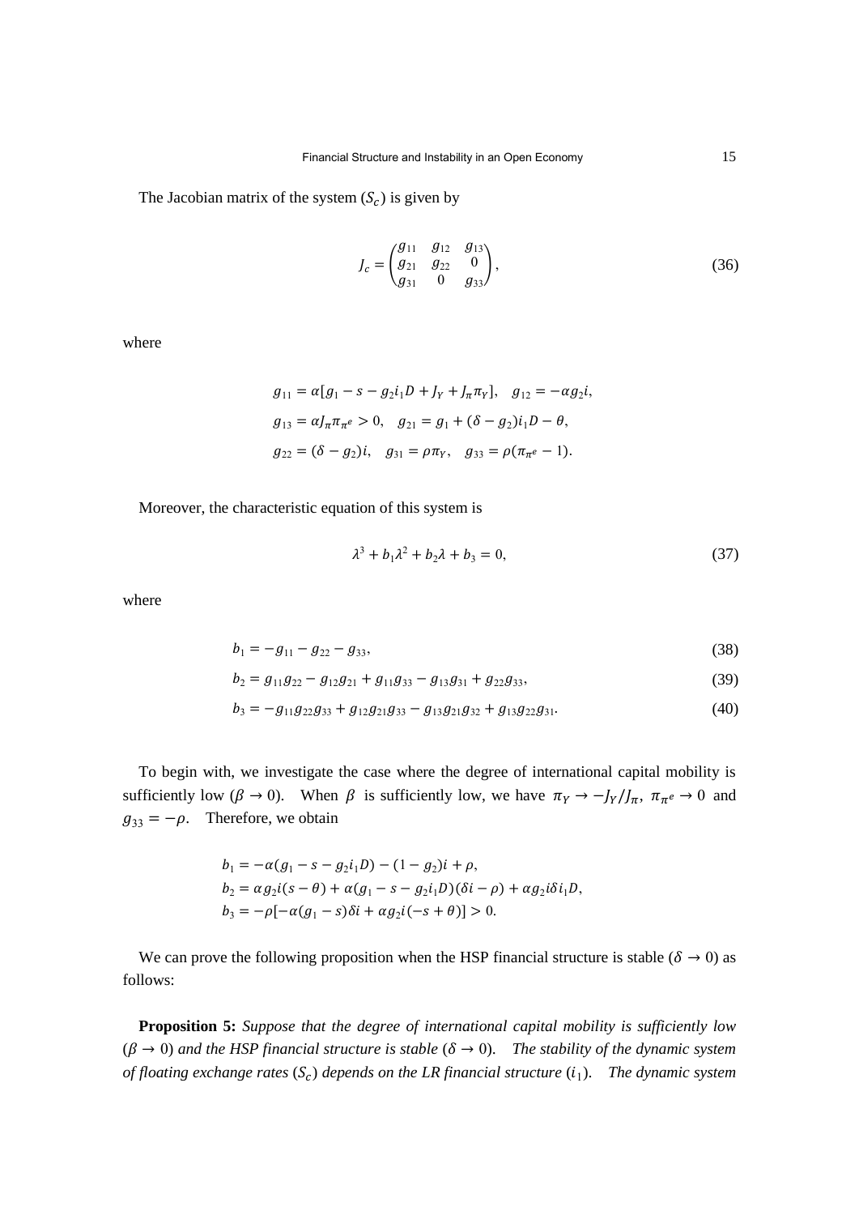The Jacobian matrix of the system $(S_c)$ is given by

$$
J_c = \begin{pmatrix} g_{11} & g_{12} & g_{13} \\ g_{21} & g_{22} & 0 \\ g_{31} & 0 & g_{33} \end{pmatrix}, \tag{36}
$$

where

$$
\begin{aligned}
&g_{11} = \alpha[g_1 - s - g_2 i_1 D + J_Y + J_\pi \pi_Y], \quad g_{12} = -\alpha g_2 i, \\
&g_{13} = \alpha J_\pi \pi_{\pi^e} > 0, \quad g_{21} = g_1 + (\delta - g_2) i_1 D - \theta, \\
&g_{22} = (\delta - g_2) i, \quad g_{31} = \rho \pi_Y, \quad g_{33} = \rho(\pi_{\pi^e} - 1).
\end{aligned}
$$

Moreover, the characteristic equation of this system is

$$
\lambda^3 + b_1 \lambda^2 + b_2 \lambda + b_3 = 0, \tag{37}
$$

where

$$
b_1 = -g_{11} - g_{22} - g_{33}, \tag{38}
$$

$$
b_2 = g_{11} g_{22} - g_{12} g_{21} + g_{11} g_{33} - g_{13} g_{31} + g_{22} g_{33}, \tag{39}
$$

$$
b_3 = -g_{11} g_{22} g_{33} + g_{12} g_{21} g_{33} - g_{13} g_{21} g_{32} + g_{13} g_{22} g_{31}. \tag{40}
$$

To begin with, we investigate the case where the degree of international capital mobility is sufficiently low $(\beta \to 0)$. When $\beta$ is sufficiently low, we have $\pi_Y \to -J_Y/J_\pi$, $\pi_{\pi^e} \to 0$ and $g_{33} = -\rho$. Therefore, we obtain

$$
\begin{aligned}
&b_1 = -\alpha(g_1 - s - g_2 i_1 D) - (1 - g_2) i + \rho, \\
&b_2 = \alpha g_2 i(s - \theta) + \alpha(g_1 - s - g_2 i_1 D)(\delta i - \rho) + \alpha g_2 i \delta i_1 D, \\
&b_3 = -\rho[-\alpha(g_1 - s)\delta i + \alpha g_2 i(-s + \theta)] > 0.
\end{aligned}
$$

We can prove the following proposition when the HSP financial structure is stable $(\delta \to 0)$ as follows:

**Proposition 5:** *Suppose that the degree of international capital mobility is sufficiently low* $(\beta \to 0)$ *and the HSP financial structure is stable* $(\delta \to 0)$. *The stability of the dynamic system of floating exchange rates* $(S_c)$ *depends on the LR financial structure* $(i_1)$. *The dynamic system*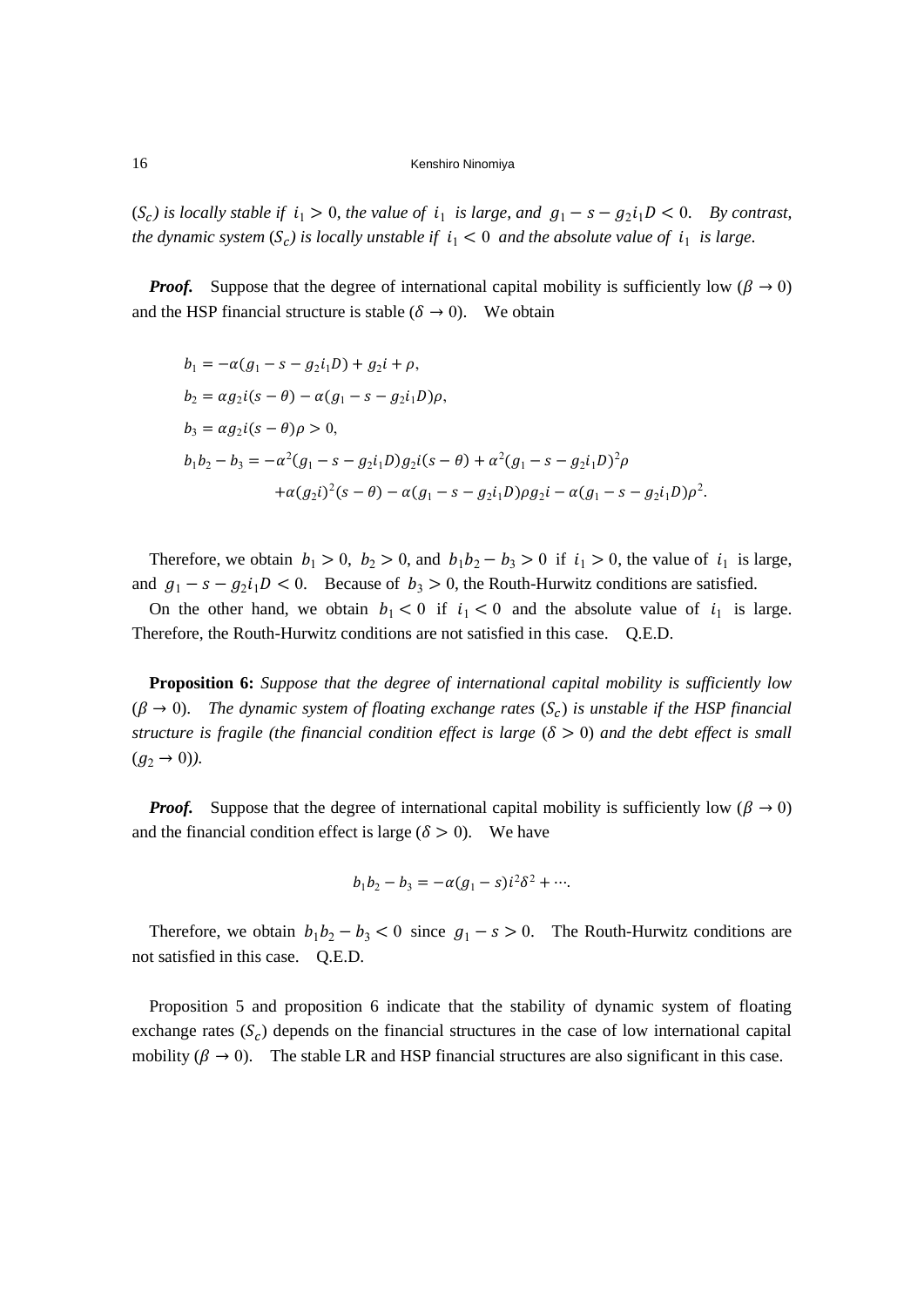*($S_c$) is locally stable if $i_1 > 0$, the value of $i_1$ is large, and $g_1 - s - g_2 i_1 D < 0$. By contrast, the dynamic system ($S_c$) is locally unstable if $i_1 < 0$ and the absolute value of $i_1$ is large.*

***Proof.*** Suppose that the degree of international capital mobility is sufficiently low ($\beta \to 0$) and the HSP financial structure is stable ($\delta \to 0$). We obtain

$$
\begin{aligned}
b_1 &= -\alpha(g_1 - s - g_2 i_1 D) + g_2 i + \rho, \\
b_2 &= \alpha g_2 i(s - \theta) - \alpha(g_1 - s - g_2 i_1 D)\rho, \\
b_3 &= \alpha g_2 i(s - \theta)\rho > 0, \\
b_1 b_2 - b_3 &= -\alpha^2(g_1 - s - g_2 i_1 D) g_2 i(s - \theta) + \alpha^2(g_1 - s - g_2 i_1 D)^2 \rho \\
&\quad + \alpha(g_2 i)^2(s - \theta) - \alpha(g_1 - s - g_2 i_1 D)\rho g_2 i - \alpha(g_1 - s - g_2 i_1 D)\rho^2.
\end{aligned}
$$

Therefore, we obtain $b_1 > 0$, $b_2 > 0$, and $b_1 b_2 - b_3 > 0$ if $i_1 > 0$, the value of $i_1$ is large, and $g_1 - s - g_2 i_1 D < 0$. Because of $b_3 > 0$, the Routh-Hurwitz conditions are satisfied.

On the other hand, we obtain $b_1 < 0$ if $i_1 < 0$ and the absolute value of $i_1$ is large. Therefore, the Routh-Hurwitz conditions are not satisfied in this case. Q.E.D.

**Proposition 6:** *Suppose that the degree of international capital mobility is sufficiently low ($\beta \to 0$). The dynamic system of floating exchange rates ($S_c$) is unstable if the HSP financial structure is fragile (the financial condition effect is large ($\delta > 0$) and the debt effect is small ($g_2 \to 0$)).*

***Proof.*** Suppose that the degree of international capital mobility is sufficiently low ($\beta \to 0$) and the financial condition effect is large ($\delta > 0$). We have

$$
b_1 b_2 - b_3 = -\alpha(g_1 - s) i^2 \delta^2 + \cdots.
$$

Therefore, we obtain $b_1 b_2 - b_3 < 0$ since $g_1 - s > 0$. The Routh-Hurwitz conditions are not satisfied in this case. Q.E.D.

Proposition 5 and proposition 6 indicate that the stability of dynamic system of floating exchange rates ($S_c$) depends on the financial structures in the case of low international capital mobility ($\beta \to 0$). The stable LR and HSP financial structures are also significant in this case.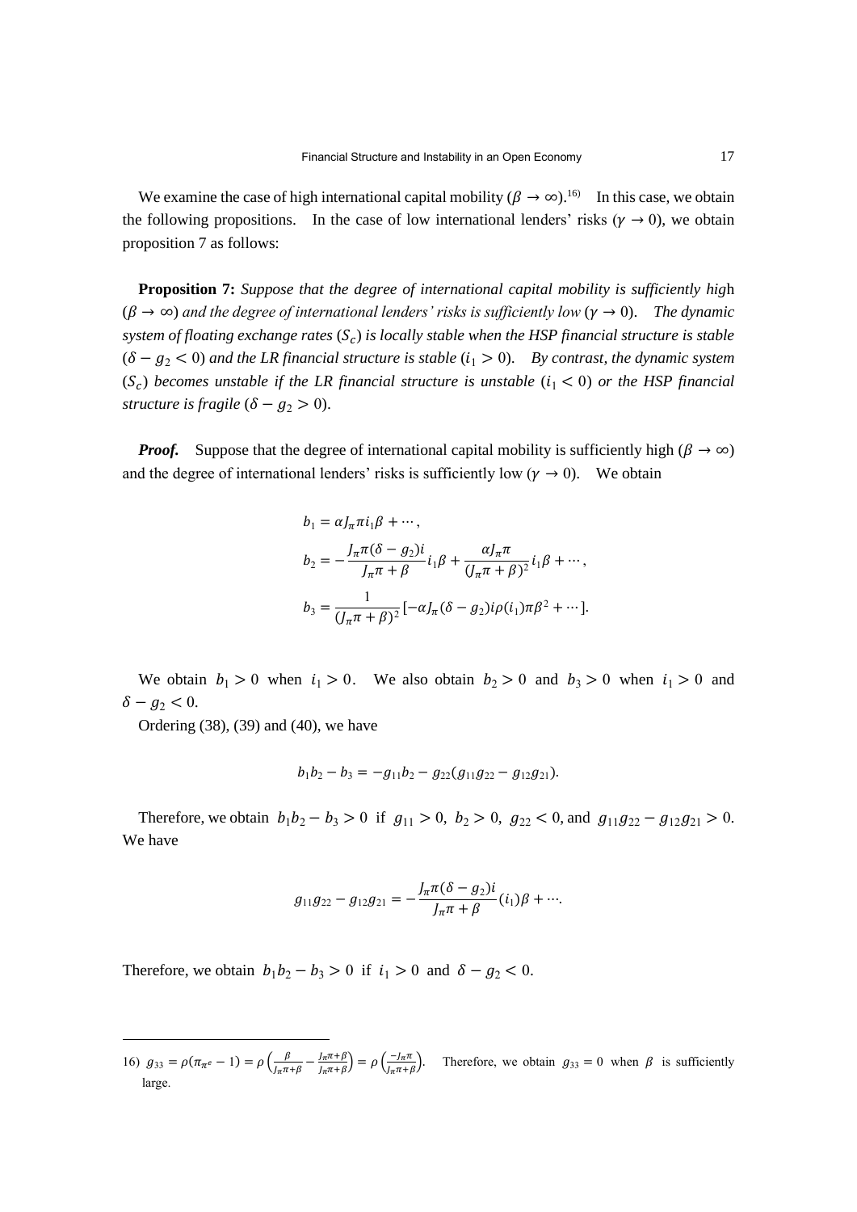We examine the case of high international capital mobility ($\beta \to \infty$).[16] In this case, we obtain the following propositions. In the case of low international lenders' risks ($\gamma \to 0$), we obtain proposition 7 as follows:

**Proposition 7:** *Suppose that the degree of international capital mobility is sufficiently high ($\beta \to \infty$) and the degree of international lenders' risks is sufficiently low ($\gamma \to 0$). The dynamic system of floating exchange rates ($S_c$) is locally stable when the HSP financial structure is stable ($\delta - g_2 < 0$) and the LR financial structure is stable ($i_1 > 0$). By contrast, the dynamic system ($S_c$) becomes unstable if the LR financial structure is unstable ($i_1 < 0$) or the HSP financial structure is fragile ($\delta - g_2 > 0$).*

***Proof.*** Suppose that the degree of international capital mobility is sufficiently high ($\beta \to \infty$) and the degree of international lenders' risks is sufficiently low ($\gamma \to 0$). We obtain

$$b_1 = \alpha J_\pi \pi i_1 \beta + \cdots,$$

$$b_2 = -\frac{J_\pi \pi (\delta - g_2) i}{J_\pi \pi + \beta} i_1 \beta + \frac{\alpha J_\pi \pi}{(J_\pi \pi + \beta)^2} i_1 \beta + \cdots,$$

$$b_3 = \frac{1}{(J_\pi \pi + \beta)^2} [-\alpha J_\pi (\delta - g_2) i \rho (i_1) \pi \beta^2 + \cdots].$$

We obtain $b_1 > 0$ when $i_1 > 0$. We also obtain $b_2 > 0$ and $b_3 > 0$ when $i_1 > 0$ and $\delta - g_2 < 0$.

Ordering (38), (39) and (40), we have

$$b_1 b_2 - b_3 = -g_{11} b_2 - g_{22}(g_{11} g_{22} - g_{12} g_{21}).$$

Therefore, we obtain $b_1 b_2 - b_3 > 0$ if $g_{11} > 0$, $b_2 > 0$, $g_{22} < 0$, and $g_{11} g_{22} - g_{12} g_{21} > 0$. We have

$$g_{11} g_{22} - g_{12} g_{21} = -\frac{J_\pi \pi (\delta - g_2) i}{J_\pi \pi + \beta}(i_1)\beta + \cdots.$$

Therefore, we obtain $b_1 b_2 - b_3 > 0$ if $i_1 > 0$ and $\delta - g_2 < 0$.

---

16) $g_{33} = \rho(\pi_{\pi^e} - 1) = \rho\left(\frac{\beta}{J_\pi \pi + \beta} - \frac{J_\pi \pi + \beta}{J_\pi \pi + \beta}\right) = \rho\left(\frac{-J_\pi \pi}{J_\pi \pi + \beta}\right)$. Therefore, we obtain $g_{33} = 0$ when $\beta$ is sufficiently large.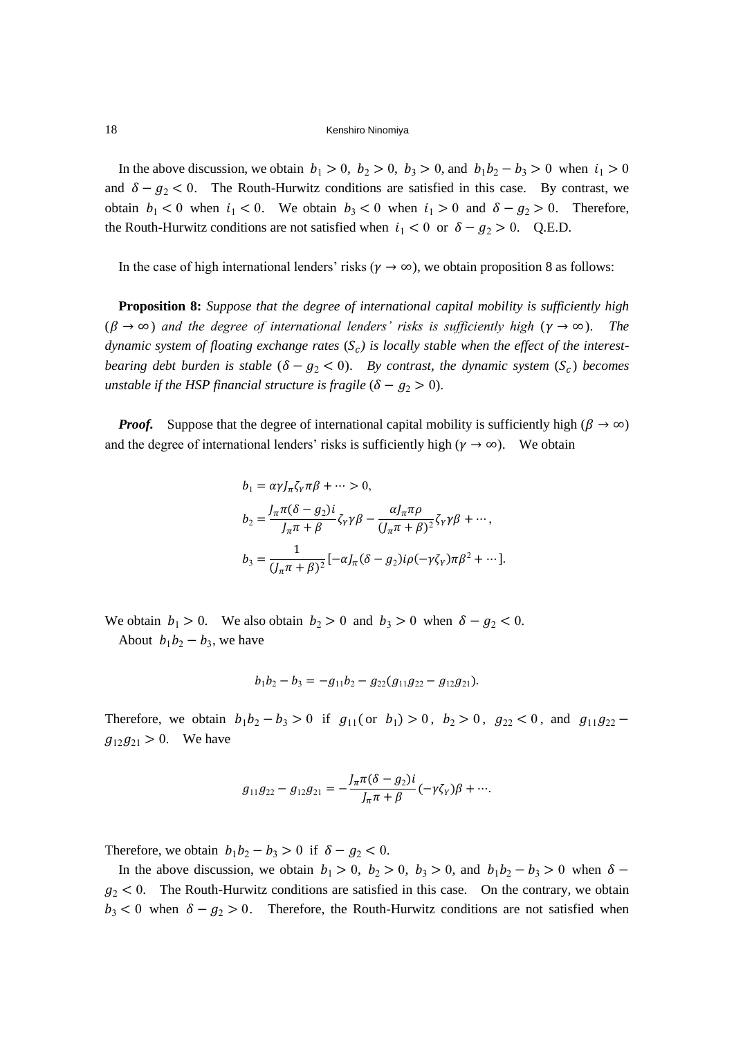In the above discussion, we obtain $b_1 > 0,\ b_2 > 0,\ b_3 > 0$, and $b_1 b_2 - b_3 > 0$ when $i_1 > 0$ and $\delta - g_2 < 0$. The Routh-Hurwitz conditions are satisfied in this case. By contrast, we obtain $b_1 < 0$ when $i_1 < 0$. We obtain $b_3 < 0$ when $i_1 > 0$ and $\delta - g_2 > 0$. Therefore, the Routh-Hurwitz conditions are not satisfied when $i_1 < 0$ or $\delta - g_2 > 0$. Q.E.D.

In the case of high international lenders' risks ($\gamma \to \infty$), we obtain proposition 8 as follows:

**Proposition 8:** *Suppose that the degree of international capital mobility is sufficiently high ($\beta \to \infty$) and the degree of international lenders' risks is sufficiently high ($\gamma \to \infty$). The dynamic system of floating exchange rates ($S_c$) is locally stable when the effect of the interest-bearing debt burden is stable ($\delta - g_2 < 0$). By contrast, the dynamic system ($S_c$) becomes unstable if the HSP financial structure is fragile ($\delta - g_2 > 0$).*

***Proof.*** Suppose that the degree of international capital mobility is sufficiently high ($\beta \to \infty$) and the degree of international lenders' risks is sufficiently high ($\gamma \to \infty$). We obtain

$$b_1 = \alpha \gamma J_\pi \zeta_Y \pi \beta + \cdots > 0,$$

$$b_2 = \frac{J_\pi \pi (\delta - g_2) i}{J_\pi \pi + \beta} \zeta_Y \gamma \beta - \frac{\alpha J_\pi \pi \rho}{(J_\pi \pi + \beta)^2} \zeta_Y \gamma \beta + \cdots,$$

$$b_3 = \frac{1}{(J_\pi \pi + \beta)^2} [-\alpha J_\pi (\delta - g_2) i \rho (-\gamma \zeta_Y) \pi \beta^2 + \cdots].$$

We obtain $b_1 > 0$. We also obtain $b_2 > 0$ and $b_3 > 0$ when $\delta - g_2 < 0$.

About $b_1 b_2 - b_3$, we have

$$b_1 b_2 - b_3 = -g_{11} b_2 - g_{22}(g_{11} g_{22} - g_{12} g_{21}).$$

Therefore, we obtain $b_1 b_2 - b_3 > 0$ if $g_{11}$ (or $b_1$) $> 0$, $b_2 > 0$, $g_{22} < 0$, and $g_{11} g_{22} - g_{12} g_{21} > 0$. We have

$$g_{11} g_{22} - g_{12} g_{21} = -\frac{J_\pi \pi (\delta - g_2) i}{J_\pi \pi + \beta} (-\gamma \zeta_Y) \beta + \cdots.$$

Therefore, we obtain $b_1 b_2 - b_3 > 0$ if $\delta - g_2 < 0$.

In the above discussion, we obtain $b_1 > 0,\ b_2 > 0,\ b_3 > 0$, and $b_1 b_2 - b_3 > 0$ when $\delta - g_2 < 0$. The Routh-Hurwitz conditions are satisfied in this case. On the contrary, we obtain $b_3 < 0$ when $\delta - g_2 > 0$. Therefore, the Routh-Hurwitz conditions are not satisfied when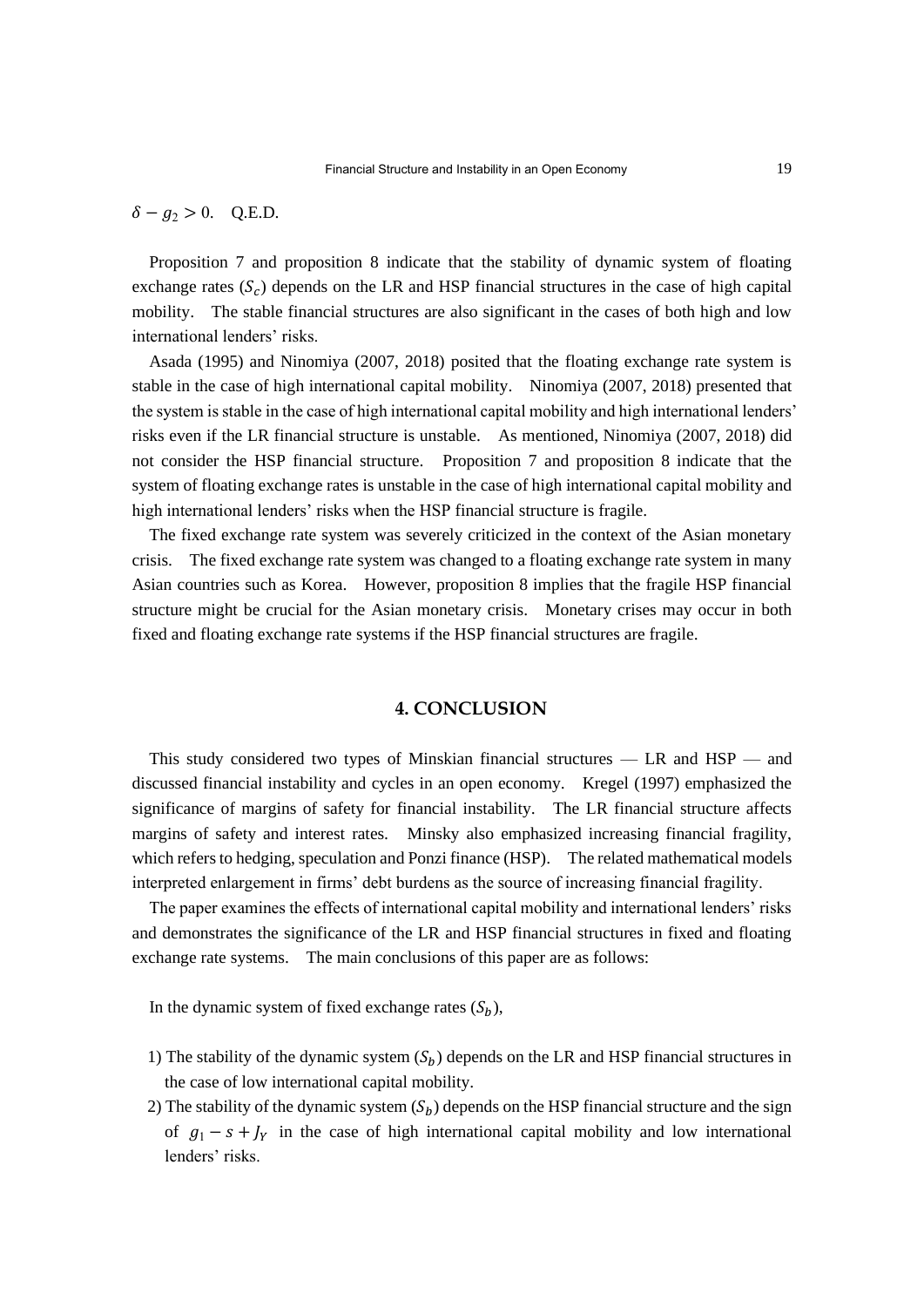$\delta - g_2 > 0$. Q.E.D.

Proposition 7 and proposition 8 indicate that the stability of dynamic system of floating exchange rates ($S_c$) depends on the LR and HSP financial structures in the case of high capital mobility. The stable financial structures are also significant in the cases of both high and low international lenders' risks.

Asada (1995) and Ninomiya (2007, 2018) posited that the floating exchange rate system is stable in the case of high international capital mobility. Ninomiya (2007, 2018) presented that the system is stable in the case of high international capital mobility and high international lenders' risks even if the LR financial structure is unstable. As mentioned, Ninomiya (2007, 2018) did not consider the HSP financial structure. Proposition 7 and proposition 8 indicate that the system of floating exchange rates is unstable in the case of high international capital mobility and high international lenders' risks when the HSP financial structure is fragile.

The fixed exchange rate system was severely criticized in the context of the Asian monetary crisis. The fixed exchange rate system was changed to a floating exchange rate system in many Asian countries such as Korea. However, proposition 8 implies that the fragile HSP financial structure might be crucial for the Asian monetary crisis. Monetary crises may occur in both fixed and floating exchange rate systems if the HSP financial structures are fragile.

## 4. CONCLUSION

This study considered two types of Minskian financial structures — LR and HSP — and discussed financial instability and cycles in an open economy. Kregel (1997) emphasized the significance of margins of safety for financial instability. The LR financial structure affects margins of safety and interest rates. Minsky also emphasized increasing financial fragility, which refers to hedging, speculation and Ponzi finance (HSP). The related mathematical models interpreted enlargement in firms' debt burdens as the source of increasing financial fragility.

The paper examines the effects of international capital mobility and international lenders' risks and demonstrates the significance of the LR and HSP financial structures in fixed and floating exchange rate systems. The main conclusions of this paper are as follows:

In the dynamic system of fixed exchange rates ($S_b$),

1) The stability of the dynamic system ($S_b$) depends on the LR and HSP financial structures in the case of low international capital mobility.
2) The stability of the dynamic system ($S_b$) depends on the HSP financial structure and the sign of $g_1 - s + J_Y$ in the case of high international capital mobility and low international lenders' risks.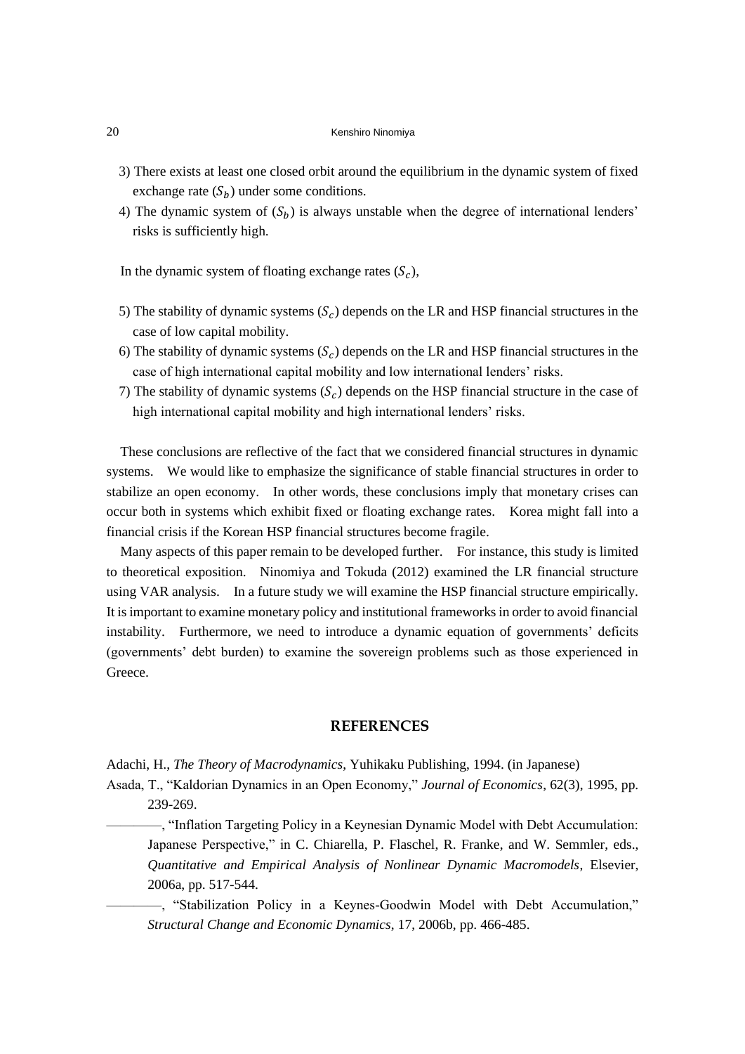3) There exists at least one closed orbit around the equilibrium in the dynamic system of fixed exchange rate ($S_b$) under some conditions.
4) The dynamic system of ($S_b$) is always unstable when the degree of international lenders' risks is sufficiently high.

In the dynamic system of floating exchange rates ($S_c$),

5) The stability of dynamic systems ($S_c$) depends on the LR and HSP financial structures in the case of low capital mobility.
6) The stability of dynamic systems ($S_c$) depends on the LR and HSP financial structures in the case of high international capital mobility and low international lenders' risks.
7) The stability of dynamic systems ($S_c$) depends on the HSP financial structure in the case of high international capital mobility and high international lenders' risks.

These conclusions are reflective of the fact that we considered financial structures in dynamic systems. We would like to emphasize the significance of stable financial structures in order to stabilize an open economy. In other words, these conclusions imply that monetary crises can occur both in systems which exhibit fixed or floating exchange rates. Korea might fall into a financial crisis if the Korean HSP financial structures become fragile.

Many aspects of this paper remain to be developed further. For instance, this study is limited to theoretical exposition. Ninomiya and Tokuda (2012) examined the LR financial structure using VAR analysis. In a future study we will examine the HSP financial structure empirically. It is important to examine monetary policy and institutional frameworks in order to avoid financial instability. Furthermore, we need to introduce a dynamic equation of governments' deficits (governments' debt burden) to examine the sovereign problems such as those experienced in Greece.

## REFERENCES

Adachi, H., *The Theory of Macrodynamics*, Yuhikaku Publishing, 1994. (in Japanese)

Asada, T., "Kaldorian Dynamics in an Open Economy," *Journal of Economics*, 62(3), 1995, pp. 239-269.

————, "Inflation Targeting Policy in a Keynesian Dynamic Model with Debt Accumulation: Japanese Perspective," in C. Chiarella, P. Flaschel, R. Franke, and W. Semmler, eds., *Quantitative and Empirical Analysis of Nonlinear Dynamic Macromodels*, Elsevier, 2006a, pp. 517-544.

————, "Stabilization Policy in a Keynes-Goodwin Model with Debt Accumulation," *Structural Change and Economic Dynamics*, 17, 2006b, pp. 466-485.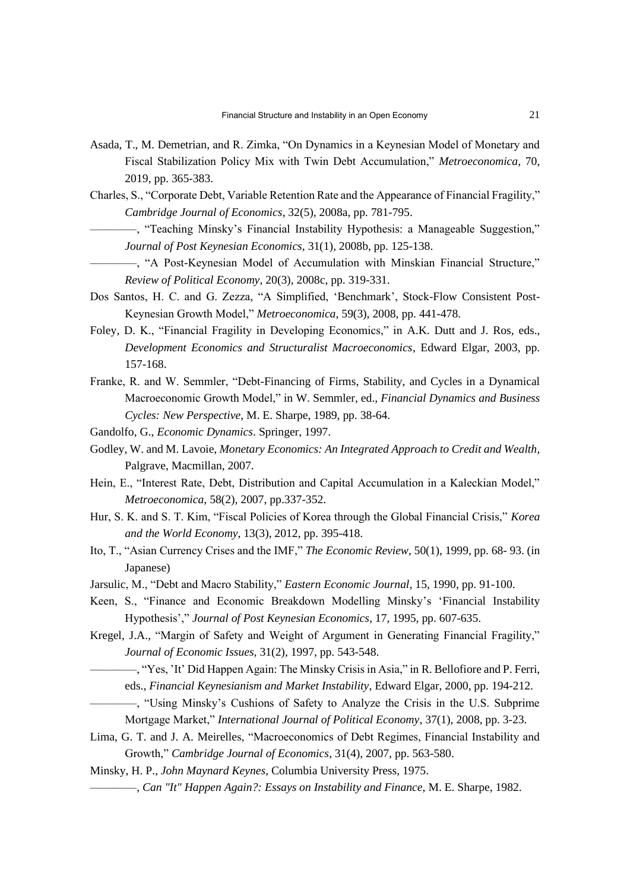Asada, T., M. Demetrian, and R. Zimka, "On Dynamics in a Keynesian Model of Monetary and Fiscal Stabilization Policy Mix with Twin Debt Accumulation," *Metroeconomica*, 70, 2019, pp. 365-383.

Charles, S., "Corporate Debt, Variable Retention Rate and the Appearance of Financial Fragility," *Cambridge Journal of Economics*, 32(5), 2008a, pp. 781-795.

————, "Teaching Minsky's Financial Instability Hypothesis: a Manageable Suggestion," *Journal of Post Keynesian Economics*, 31(1), 2008b, pp. 125-138.

————, "A Post-Keynesian Model of Accumulation with Minskian Financial Structure," *Review of Political Economy*, 20(3), 2008c, pp. 319-331.

Dos Santos, H. C. and G. Zezza, "A Simplified, 'Benchmark', Stock-Flow Consistent Post-Keynesian Growth Model," *Metroeconomica*, 59(3), 2008, pp. 441-478.

Foley, D. K., "Financial Fragility in Developing Economics," in A.K. Dutt and J. Ros, eds., *Development Economics and Structuralist Macroeconomics*, Edward Elgar, 2003, pp. 157-168.

Franke, R. and W. Semmler, "Debt-Financing of Firms, Stability, and Cycles in a Dynamical Macroeconomic Growth Model," in W. Semmler, ed., *Financial Dynamics and Business Cycles: New Perspective*, M. E. Sharpe, 1989, pp. 38-64.

Gandolfo, G., *Economic Dynamics*. Springer, 1997.

Godley, W. and M. Lavoie, *Monetary Economics: An Integrated Approach to Credit and Wealth*, Palgrave, Macmillan, 2007.

Hein, E., "Interest Rate, Debt, Distribution and Capital Accumulation in a Kaleckian Model," *Metroeconomica*, 58(2), 2007, pp.337-352.

Hur, S. K. and S. T. Kim, "Fiscal Policies of Korea through the Global Financial Crisis," *Korea and the World Economy*, 13(3), 2012, pp. 395-418.

Ito, T., "Asian Currency Crises and the IMF," *The Economic Review*, 50(1), 1999, pp. 68- 93. (in Japanese)

Jarsulic, M., "Debt and Macro Stability," *Eastern Economic Journal*, 15, 1990, pp. 91-100.

Keen, S., "Finance and Economic Breakdown Modelling Minsky's 'Financial Instability Hypothesis'," *Journal of Post Keynesian Economics*, 17, 1995, pp. 607-635.

Kregel, J.A., "Margin of Safety and Weight of Argument in Generating Financial Fragility," *Journal of Economic Issues*, 31(2), 1997, pp. 543-548.

————, "Yes, 'It' Did Happen Again: The Minsky Crisis in Asia," in R. Bellofiore and P. Ferri, eds., *Financial Keynesianism and Market Instability*, Edward Elgar, 2000, pp. 194-212.

————, "Using Minsky's Cushions of Safety to Analyze the Crisis in the U.S. Subprime Mortgage Market," *International Journal of Political Economy*, 37(1), 2008, pp. 3-23.

Lima, G. T. and J. A. Meirelles, "Macroeconomics of Debt Regimes, Financial Instability and Growth," *Cambridge Journal of Economics*, 31(4), 2007, pp. 563-580.

Minsky, H. P., *John Maynard Keynes*, Columbia University Press, 1975.

————, *Can "It" Happen Again?: Essays on Instability and Finance*, M. E. Sharpe, 1982.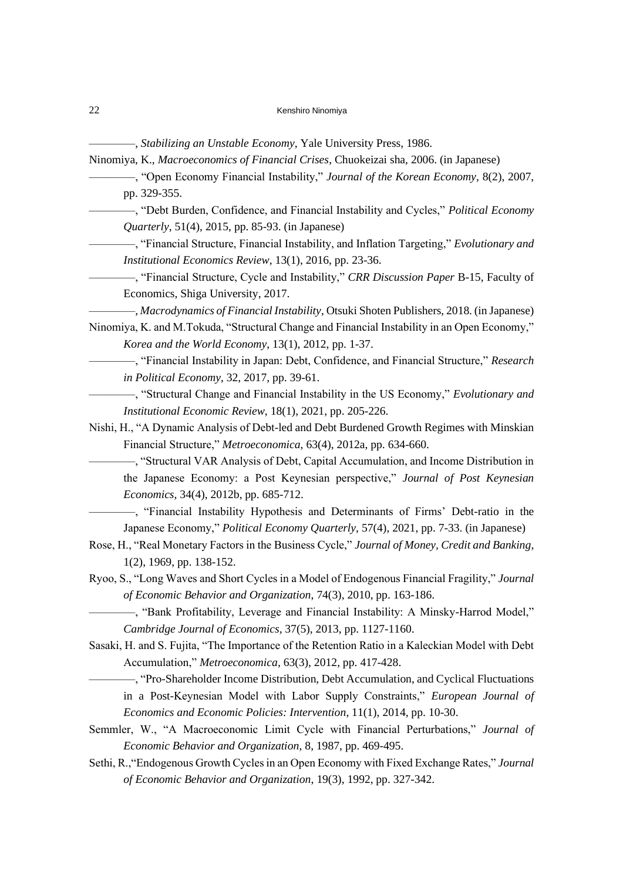————, *Stabilizing an Unstable Economy*, Yale University Press, 1986.

Ninomiya, K., *Macroeconomics of Financial Crises*, Chuokeizai sha, 2006. (in Japanese)

————, "Open Economy Financial Instability," *Journal of the Korean Economy*, 8(2), 2007, pp. 329-355.

————, "Debt Burden, Confidence, and Financial Instability and Cycles," *Political Economy Quarterly*, 51(4), 2015, pp. 85-93. (in Japanese)

————, "Financial Structure, Financial Instability, and Inflation Targeting," *Evolutionary and Institutional Economics Review*, 13(1), 2016, pp. 23-36.

————, "Financial Structure, Cycle and Instability," *CRR Discussion Paper* B-15, Faculty of Economics, Shiga University, 2017.

————, *Macrodynamics of Financial Instability*, Otsuki Shoten Publishers, 2018. (in Japanese)

Ninomiya, K. and M.Tokuda, "Structural Change and Financial Instability in an Open Economy," *Korea and the World Economy*, 13(1), 2012, pp. 1-37.

————, "Financial Instability in Japan: Debt, Confidence, and Financial Structure," *Research in Political Economy*, 32, 2017, pp. 39-61.

————, "Structural Change and Financial Instability in the US Economy," *Evolutionary and Institutional Economic Review*, 18(1), 2021, pp. 205-226.

Nishi, H., "A Dynamic Analysis of Debt-led and Debt Burdened Growth Regimes with Minskian Financial Structure," *Metroeconomica*, 63(4), 2012a, pp. 634-660.

————, "Structural VAR Analysis of Debt, Capital Accumulation, and Income Distribution in the Japanese Economy: a Post Keynesian perspective," *Journal of Post Keynesian Economics*, 34(4), 2012b, pp. 685-712.

————, "Financial Instability Hypothesis and Determinants of Firms' Debt-ratio in the Japanese Economy," *Political Economy Quarterly*, 57(4), 2021, pp. 7-33. (in Japanese)

Rose, H., "Real Monetary Factors in the Business Cycle," *Journal of Money, Credit and Banking*, 1(2), 1969, pp. 138-152.

Ryoo, S., "Long Waves and Short Cycles in a Model of Endogenous Financial Fragility," *Journal of Economic Behavior and Organization*, 74(3), 2010, pp. 163-186.

————, "Bank Profitability, Leverage and Financial Instability: A Minsky-Harrod Model," *Cambridge Journal of Economics*, 37(5), 2013, pp. 1127-1160.

Sasaki, H. and S. Fujita, "The Importance of the Retention Ratio in a Kaleckian Model with Debt Accumulation," *Metroeconomica*, 63(3), 2012, pp. 417-428.

————, "Pro-Shareholder Income Distribution, Debt Accumulation, and Cyclical Fluctuations in a Post-Keynesian Model with Labor Supply Constraints," *European Journal of Economics and Economic Policies: Intervention*, 11(1), 2014, pp. 10-30.

Semmler, W., "A Macroeconomic Limit Cycle with Financial Perturbations," *Journal of Economic Behavior and Organization*, 8, 1987, pp. 469-495.

Sethi, R.,"Endogenous Growth Cycles in an Open Economy with Fixed Exchange Rates," *Journal of Economic Behavior and Organization*, 19(3), 1992, pp. 327-342.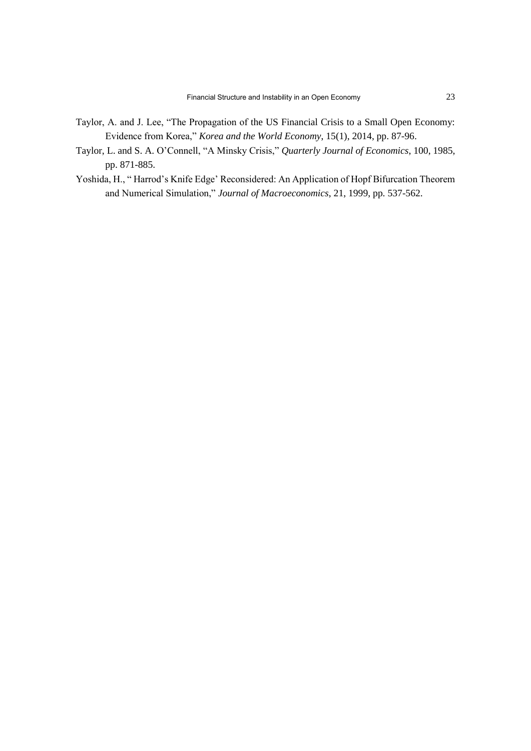Taylor, A. and J. Lee, "The Propagation of the US Financial Crisis to a Small Open Economy: Evidence from Korea," *Korea and the World Economy*, 15(1), 2014, pp. 87-96.

Taylor, L. and S. A. O'Connell, "A Minsky Crisis," *Quarterly Journal of Economics*, 100, 1985, pp. 871-885.

Yoshida, H., " Harrod's Knife Edge' Reconsidered: An Application of Hopf Bifurcation Theorem and Numerical Simulation," *Journal of Macroeconomics*, 21, 1999, pp. 537-562.